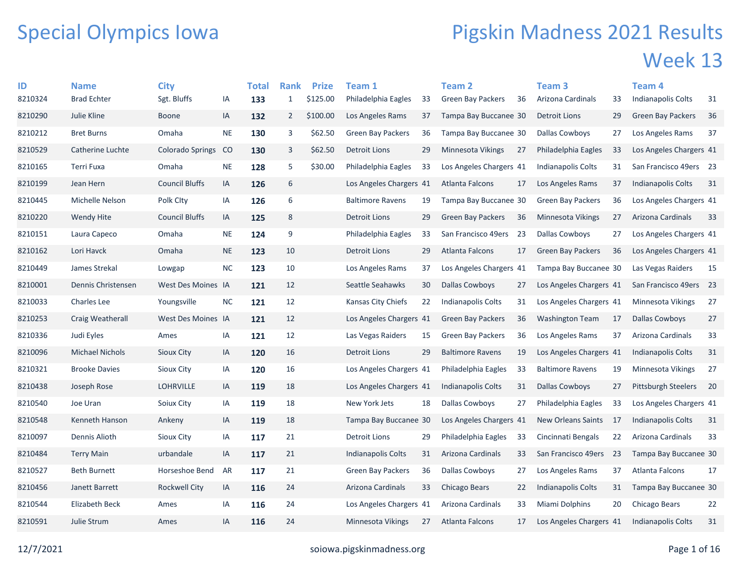# Special Olympics Iowa

# Pigskin Madness 2021 Results

## Week 13

| ID | Name | City | | Total | Rank | Prize | Team 1 | | Team 2 | | Team 3 | | Team 4 | |
|---|---|---|---|---|---|---|---|---|---|---|---|---|---|---|
| 8210324 | Brad Echter | Sgt. Bluffs | IA | **133** | 1 | $125.00 | Philadelphia Eagles | 33 | Green Bay Packers | 36 | Arizona Cardinals | 33 | Indianapolis Colts | 31 |
| 8210290 | Julie Kline | Boone | IA | **132** | 2 | $100.00 | Los Angeles Rams | 37 | Tampa Bay Buccanee | 30 | Detroit Lions | 29 | Green Bay Packers | 36 |
| 8210212 | Bret Burns | Omaha | NE | **130** | 3 | $62.50 | Green Bay Packers | 36 | Tampa Bay Buccanee | 30 | Dallas Cowboys | 27 | Los Angeles Rams | 37 |
| 8210529 | Catherine Luchte | Colorado Springs | CO | **130** | 3 | $62.50 | Detroit Lions | 29 | Minnesota Vikings | 27 | Philadelphia Eagles | 33 | Los Angeles Chargers | 41 |
| 8210165 | Terri Fuxa | Omaha | NE | **128** | 5 | $30.00 | Philadelphia Eagles | 33 | Los Angeles Chargers | 41 | Indianapolis Colts | 31 | San Francisco 49ers | 23 |
| 8210199 | Jean Hern | Council Bluffs | IA | **126** | 6 | | Los Angeles Chargers | 41 | Atlanta Falcons | 17 | Los Angeles Rams | 37 | Indianapolis Colts | 31 |
| 8210445 | Michelle Nelson | Polk CIty | IA | **126** | 6 | | Baltimore Ravens | 19 | Tampa Bay Buccanee | 30 | Green Bay Packers | 36 | Los Angeles Chargers | 41 |
| 8210220 | Wendy Hite | Council Bluffs | IA | **125** | 8 | | Detroit Lions | 29 | Green Bay Packers | 36 | Minnesota Vikings | 27 | Arizona Cardinals | 33 |
| 8210151 | Laura Capeco | Omaha | NE | **124** | 9 | | Philadelphia Eagles | 33 | San Francisco 49ers | 23 | Dallas Cowboys | 27 | Los Angeles Chargers | 41 |
| 8210162 | Lori Havck | Omaha | NE | **123** | 10 | | Detroit Lions | 29 | Atlanta Falcons | 17 | Green Bay Packers | 36 | Los Angeles Chargers | 41 |
| 8210449 | James Strekal | Lowgap | NC | **123** | 10 | | Los Angeles Rams | 37 | Los Angeles Chargers | 41 | Tampa Bay Buccanee | 30 | Las Vegas Raiders | 15 |
| 8210001 | Dennis Christensen | West Des Moines | IA | **121** | 12 | | Seattle Seahawks | 30 | Dallas Cowboys | 27 | Los Angeles Chargers | 41 | San Francisco 49ers | 23 |
| 8210033 | Charles Lee | Youngsville | NC | **121** | 12 | | Kansas City Chiefs | 22 | Indianapolis Colts | 31 | Los Angeles Chargers | 41 | Minnesota Vikings | 27 |
| 8210253 | Craig Weatherall | West Des Moines | IA | **121** | 12 | | Los Angeles Chargers | 41 | Green Bay Packers | 36 | Washington Team | 17 | Dallas Cowboys | 27 |
| 8210336 | Judi Eyles | Ames | IA | **121** | 12 | | Las Vegas Raiders | 15 | Green Bay Packers | 36 | Los Angeles Rams | 37 | Arizona Cardinals | 33 |
| 8210096 | Michael Nichols | Sioux City | IA | **120** | 16 | | Detroit Lions | 29 | Baltimore Ravens | 19 | Los Angeles Chargers | 41 | Indianapolis Colts | 31 |
| 8210321 | Brooke Davies | Sioux City | IA | **120** | 16 | | Los Angeles Chargers | 41 | Philadelphia Eagles | 33 | Baltimore Ravens | 19 | Minnesota Vikings | 27 |
| 8210438 | Joseph Rose | LOHRVILLE | IA | **119** | 18 | | Los Angeles Chargers | 41 | Indianapolis Colts | 31 | Dallas Cowboys | 27 | Pittsburgh Steelers | 20 |
| 8210540 | Joe Uran | Soiux City | IA | **119** | 18 | | New York Jets | 18 | Dallas Cowboys | 27 | Philadelphia Eagles | 33 | Los Angeles Chargers | 41 |
| 8210548 | Kenneth Hanson | Ankeny | IA | **119** | 18 | | Tampa Bay Buccanee | 30 | Los Angeles Chargers | 41 | New Orleans Saints | 17 | Indianapolis Colts | 31 |
| 8210097 | Dennis Alioth | Sioux City | IA | **117** | 21 | | Detroit Lions | 29 | Philadelphia Eagles | 33 | Cincinnati Bengals | 22 | Arizona Cardinals | 33 |
| 8210484 | Terry Main | urbandale | IA | **117** | 21 | | Indianapolis Colts | 31 | Arizona Cardinals | 33 | San Francisco 49ers | 23 | Tampa Bay Buccanee | 30 |
| 8210527 | Beth Burnett | Horseshoe Bend | AR | **117** | 21 | | Green Bay Packers | 36 | Dallas Cowboys | 27 | Los Angeles Rams | 37 | Atlanta Falcons | 17 |
| 8210456 | Janett Barrett | Rockwell City | IA | **116** | 24 | | Arizona Cardinals | 33 | Chicago Bears | 22 | Indianapolis Colts | 31 | Tampa Bay Buccanee | 30 |
| 8210544 | Elizabeth Beck | Ames | IA | **116** | 24 | | Los Angeles Chargers | 41 | Arizona Cardinals | 33 | Miami Dolphins | 20 | Chicago Bears | 22 |
| 8210591 | Julie Strum | Ames | IA | **116** | 24 | | Minnesota Vikings | 27 | Atlanta Falcons | 17 | Los Angeles Chargers | 41 | Indianapolis Colts | 31 |

12/7/2021 soiowa.pigskinmadness.org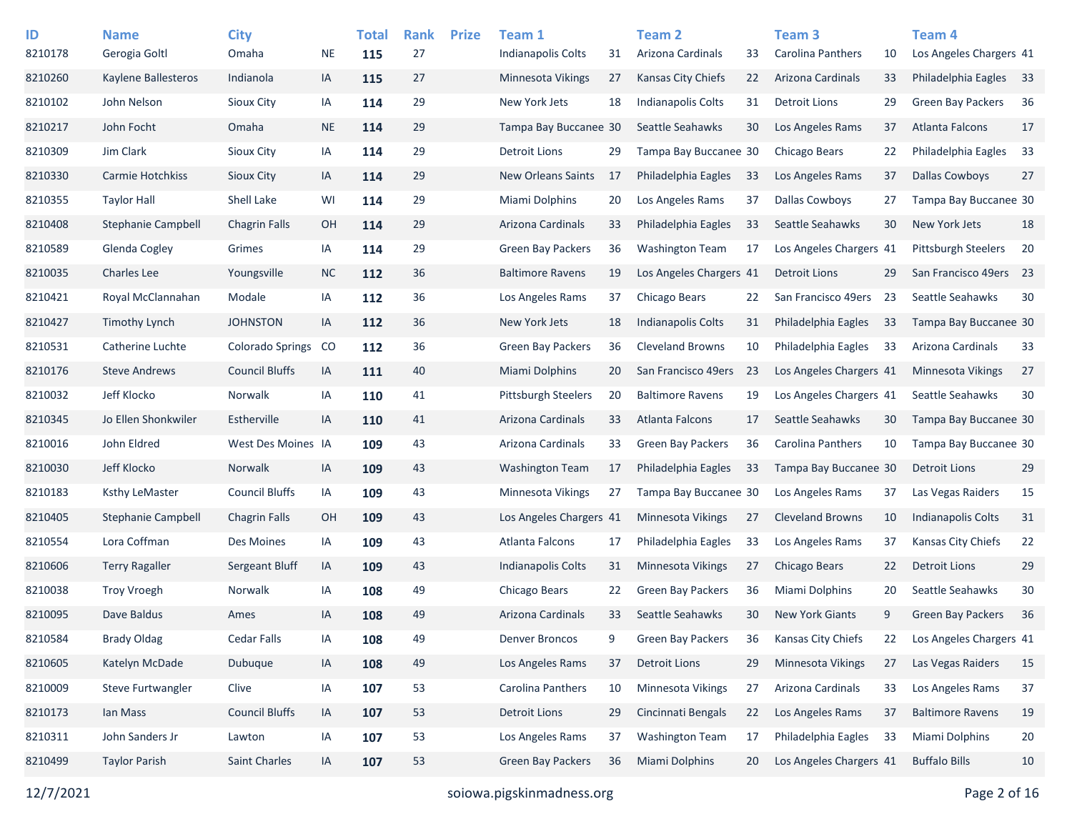| ID | Name | City | | Total | Rank | Prize | Team 1 | | Team 2 | | Team 3 | | Team 4 | |
|---|---|---|---|---|---|---|---|---|---|---|---|---|---|---|
| 8210178 | Gerogia Goltl | Omaha | NE | **115** | 27 | | Indianapolis Colts | 31 | Arizona Cardinals | 33 | Carolina Panthers | 10 | Los Angeles Chargers | 41 |
| 8210260 | Kaylene Ballesteros | Indianola | IA | **115** | 27 | | Minnesota Vikings | 27 | Kansas City Chiefs | 22 | Arizona Cardinals | 33 | Philadelphia Eagles | 33 |
| 8210102 | John Nelson | Sioux City | IA | **114** | 29 | | New York Jets | 18 | Indianapolis Colts | 31 | Detroit Lions | 29 | Green Bay Packers | 36 |
| 8210217 | John Focht | Omaha | NE | **114** | 29 | | Tampa Bay Buccanee | 30 | Seattle Seahawks | 30 | Los Angeles Rams | 37 | Atlanta Falcons | 17 |
| 8210309 | Jim Clark | Sioux City | IA | **114** | 29 | | Detroit Lions | 29 | Tampa Bay Buccanee | 30 | Chicago Bears | 22 | Philadelphia Eagles | 33 |
| 8210330 | Carmie Hotchkiss | Sioux City | IA | **114** | 29 | | New Orleans Saints | 17 | Philadelphia Eagles | 33 | Los Angeles Rams | 37 | Dallas Cowboys | 27 |
| 8210355 | Taylor Hall | Shell Lake | WI | **114** | 29 | | Miami Dolphins | 20 | Los Angeles Rams | 37 | Dallas Cowboys | 27 | Tampa Bay Buccanee | 30 |
| 8210408 | Stephanie Campbell | Chagrin Falls | OH | **114** | 29 | | Arizona Cardinals | 33 | Philadelphia Eagles | 33 | Seattle Seahawks | 30 | New York Jets | 18 |
| 8210589 | Glenda Cogley | Grimes | IA | **114** | 29 | | Green Bay Packers | 36 | Washington Team | 17 | Los Angeles Chargers | 41 | Pittsburgh Steelers | 20 |
| 8210035 | Charles Lee | Youngsville | NC | **112** | 36 | | Baltimore Ravens | 19 | Los Angeles Chargers | 41 | Detroit Lions | 29 | San Francisco 49ers | 23 |
| 8210421 | Royal McClannahan | Modale | IA | **112** | 36 | | Los Angeles Rams | 37 | Chicago Bears | 22 | San Francisco 49ers | 23 | Seattle Seahawks | 30 |
| 8210427 | Timothy Lynch | JOHNSTON | IA | **112** | 36 | | New York Jets | 18 | Indianapolis Colts | 31 | Philadelphia Eagles | 33 | Tampa Bay Buccanee | 30 |
| 8210531 | Catherine Luchte | Colorado Springs | CO | **112** | 36 | | Green Bay Packers | 36 | Cleveland Browns | 10 | Philadelphia Eagles | 33 | Arizona Cardinals | 33 |
| 8210176 | Steve Andrews | Council Bluffs | IA | **111** | 40 | | Miami Dolphins | 20 | San Francisco 49ers | 23 | Los Angeles Chargers | 41 | Minnesota Vikings | 27 |
| 8210032 | Jeff Klocko | Norwalk | IA | **110** | 41 | | Pittsburgh Steelers | 20 | Baltimore Ravens | 19 | Los Angeles Chargers | 41 | Seattle Seahawks | 30 |
| 8210345 | Jo Ellen Shonkwiler | Estherville | IA | **110** | 41 | | Arizona Cardinals | 33 | Atlanta Falcons | 17 | Seattle Seahawks | 30 | Tampa Bay Buccanee | 30 |
| 8210016 | John Eldred | West Des Moines | IA | **109** | 43 | | Arizona Cardinals | 33 | Green Bay Packers | 36 | Carolina Panthers | 10 | Tampa Bay Buccanee | 30 |
| 8210030 | Jeff Klocko | Norwalk | IA | **109** | 43 | | Washington Team | 17 | Philadelphia Eagles | 33 | Tampa Bay Buccanee | 30 | Detroit Lions | 29 |
| 8210183 | Ksthy LeMaster | Council Bluffs | IA | **109** | 43 | | Minnesota Vikings | 27 | Tampa Bay Buccanee | 30 | Los Angeles Rams | 37 | Las Vegas Raiders | 15 |
| 8210405 | Stephanie Campbell | Chagrin Falls | OH | **109** | 43 | | Los Angeles Chargers | 41 | Minnesota Vikings | 27 | Cleveland Browns | 10 | Indianapolis Colts | 31 |
| 8210554 | Lora Coffman | Des Moines | IA | **109** | 43 | | Atlanta Falcons | 17 | Philadelphia Eagles | 33 | Los Angeles Rams | 37 | Kansas City Chiefs | 22 |
| 8210606 | Terry Ragaller | Sergeant Bluff | IA | **109** | 43 | | Indianapolis Colts | 31 | Minnesota Vikings | 27 | Chicago Bears | 22 | Detroit Lions | 29 |
| 8210038 | Troy Vroegh | Norwalk | IA | **108** | 49 | | Chicago Bears | 22 | Green Bay Packers | 36 | Miami Dolphins | 20 | Seattle Seahawks | 30 |
| 8210095 | Dave Baldus | Ames | IA | **108** | 49 | | Arizona Cardinals | 33 | Seattle Seahawks | 30 | New York Giants | 9 | Green Bay Packers | 36 |
| 8210584 | Brady Oldag | Cedar Falls | IA | **108** | 49 | | Denver Broncos | 9 | Green Bay Packers | 36 | Kansas City Chiefs | 22 | Los Angeles Chargers | 41 |
| 8210605 | Katelyn McDade | Dubuque | IA | **108** | 49 | | Los Angeles Rams | 37 | Detroit Lions | 29 | Minnesota Vikings | 27 | Las Vegas Raiders | 15 |
| 8210009 | Steve Furtwangler | Clive | IA | **107** | 53 | | Carolina Panthers | 10 | Minnesota Vikings | 27 | Arizona Cardinals | 33 | Los Angeles Rams | 37 |
| 8210173 | Ian Mass | Council Bluffs | IA | **107** | 53 | | Detroit Lions | 29 | Cincinnati Bengals | 22 | Los Angeles Rams | 37 | Baltimore Ravens | 19 |
| 8210311 | John Sanders Jr | Lawton | IA | **107** | 53 | | Los Angeles Rams | 37 | Washington Team | 17 | Philadelphia Eagles | 33 | Miami Dolphins | 20 |
| 8210499 | Taylor Parish | Saint Charles | IA | **107** | 53 | | Green Bay Packers | 36 | Miami Dolphins | 20 | Los Angeles Chargers | 41 | Buffalo Bills | 10 |

12/7/2021 soiowa.pigskinmadness.org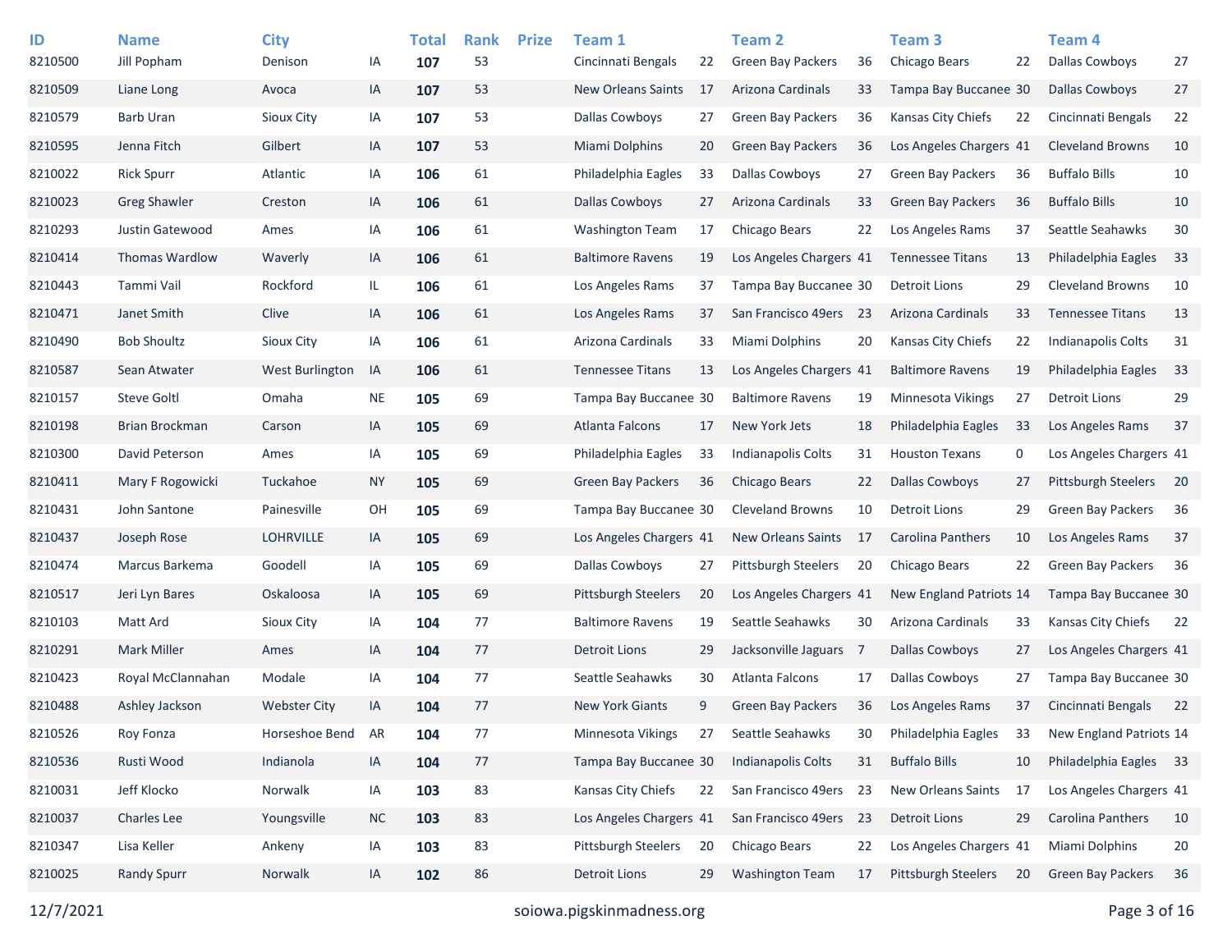| ID | Name | City | | Total | Rank | Prize | Team 1 | | Team 2 | | Team 3 | | Team 4 | |
|---|---|---|---|---|---|---|---|---|---|---|---|---|---|---|
| 8210500 | Jill Popham | Denison | IA | **107** | 53 | | Cincinnati Bengals | 22 | Green Bay Packers | 36 | Chicago Bears | 22 | Dallas Cowboys | 27 |
| 8210509 | Liane Long | Avoca | IA | **107** | 53 | | New Orleans Saints | 17 | Arizona Cardinals | 33 | Tampa Bay Buccanee | 30 | Dallas Cowboys | 27 |
| 8210579 | Barb Uran | Sioux City | IA | **107** | 53 | | Dallas Cowboys | 27 | Green Bay Packers | 36 | Kansas City Chiefs | 22 | Cincinnati Bengals | 22 |
| 8210595 | Jenna Fitch | Gilbert | IA | **107** | 53 | | Miami Dolphins | 20 | Green Bay Packers | 36 | Los Angeles Chargers | 41 | Cleveland Browns | 10 |
| 8210022 | Rick Spurr | Atlantic | IA | **106** | 61 | | Philadelphia Eagles | 33 | Dallas Cowboys | 27 | Green Bay Packers | 36 | Buffalo Bills | 10 |
| 8210023 | Greg Shawler | Creston | IA | **106** | 61 | | Dallas Cowboys | 27 | Arizona Cardinals | 33 | Green Bay Packers | 36 | Buffalo Bills | 10 |
| 8210293 | Justin Gatewood | Ames | IA | **106** | 61 | | Washington Team | 17 | Chicago Bears | 22 | Los Angeles Rams | 37 | Seattle Seahawks | 30 |
| 8210414 | Thomas Wardlow | Waverly | IA | **106** | 61 | | Baltimore Ravens | 19 | Los Angeles Chargers | 41 | Tennessee Titans | 13 | Philadelphia Eagles | 33 |
| 8210443 | Tammi Vail | Rockford | IL | **106** | 61 | | Los Angeles Rams | 37 | Tampa Bay Buccanee | 30 | Detroit Lions | 29 | Cleveland Browns | 10 |
| 8210471 | Janet Smith | Clive | IA | **106** | 61 | | Los Angeles Rams | 37 | San Francisco 49ers | 23 | Arizona Cardinals | 33 | Tennessee Titans | 13 |
| 8210490 | Bob Shoultz | Sioux City | IA | **106** | 61 | | Arizona Cardinals | 33 | Miami Dolphins | 20 | Kansas City Chiefs | 22 | Indianapolis Colts | 31 |
| 8210587 | Sean Atwater | West Burlington | IA | **106** | 61 | | Tennessee Titans | 13 | Los Angeles Chargers | 41 | Baltimore Ravens | 19 | Philadelphia Eagles | 33 |
| 8210157 | Steve Goltl | Omaha | NE | **105** | 69 | | Tampa Bay Buccanee | 30 | Baltimore Ravens | 19 | Minnesota Vikings | 27 | Detroit Lions | 29 |
| 8210198 | Brian Brockman | Carson | IA | **105** | 69 | | Atlanta Falcons | 17 | New York Jets | 18 | Philadelphia Eagles | 33 | Los Angeles Rams | 37 |
| 8210300 | David Peterson | Ames | IA | **105** | 69 | | Philadelphia Eagles | 33 | Indianapolis Colts | 31 | Houston Texans | 0 | Los Angeles Chargers | 41 |
| 8210411 | Mary F Rogowicki | Tuckahoe | NY | **105** | 69 | | Green Bay Packers | 36 | Chicago Bears | 22 | Dallas Cowboys | 27 | Pittsburgh Steelers | 20 |
| 8210431 | John Santone | Painesville | OH | **105** | 69 | | Tampa Bay Buccanee | 30 | Cleveland Browns | 10 | Detroit Lions | 29 | Green Bay Packers | 36 |
| 8210437 | Joseph Rose | LOHRVILLE | IA | **105** | 69 | | Los Angeles Chargers | 41 | New Orleans Saints | 17 | Carolina Panthers | 10 | Los Angeles Rams | 37 |
| 8210474 | Marcus Barkema | Goodell | IA | **105** | 69 | | Dallas Cowboys | 27 | Pittsburgh Steelers | 20 | Chicago Bears | 22 | Green Bay Packers | 36 |
| 8210517 | Jeri Lyn Bares | Oskaloosa | IA | **105** | 69 | | Pittsburgh Steelers | 20 | Los Angeles Chargers | 41 | New England Patriots | 14 | Tampa Bay Buccanee | 30 |
| 8210103 | Matt Ard | Sioux City | IA | **104** | 77 | | Baltimore Ravens | 19 | Seattle Seahawks | 30 | Arizona Cardinals | 33 | Kansas City Chiefs | 22 |
| 8210291 | Mark Miller | Ames | IA | **104** | 77 | | Detroit Lions | 29 | Jacksonville Jaguars | 7 | Dallas Cowboys | 27 | Los Angeles Chargers | 41 |
| 8210423 | Royal McClannahan | Modale | IA | **104** | 77 | | Seattle Seahawks | 30 | Atlanta Falcons | 17 | Dallas Cowboys | 27 | Tampa Bay Buccanee | 30 |
| 8210488 | Ashley Jackson | Webster City | IA | **104** | 77 | | New York Giants | 9 | Green Bay Packers | 36 | Los Angeles Rams | 37 | Cincinnati Bengals | 22 |
| 8210526 | Roy Fonza | Horseshoe Bend | AR | **104** | 77 | | Minnesota Vikings | 27 | Seattle Seahawks | 30 | Philadelphia Eagles | 33 | New England Patriots | 14 |
| 8210536 | Rusti Wood | Indianola | IA | **104** | 77 | | Tampa Bay Buccanee | 30 | Indianapolis Colts | 31 | Buffalo Bills | 10 | Philadelphia Eagles | 33 |
| 8210031 | Jeff Klocko | Norwalk | IA | **103** | 83 | | Kansas City Chiefs | 22 | San Francisco 49ers | 23 | New Orleans Saints | 17 | Los Angeles Chargers | 41 |
| 8210037 | Charles Lee | Youngsville | NC | **103** | 83 | | Los Angeles Chargers | 41 | San Francisco 49ers | 23 | Detroit Lions | 29 | Carolina Panthers | 10 |
| 8210347 | Lisa Keller | Ankeny | IA | **103** | 83 | | Pittsburgh Steelers | 20 | Chicago Bears | 22 | Los Angeles Chargers | 41 | Miami Dolphins | 20 |
| 8210025 | Randy Spurr | Norwalk | IA | **102** | 86 | | Detroit Lions | 29 | Washington Team | 17 | Pittsburgh Steelers | 20 | Green Bay Packers | 36 |

12/7/2021 soiowa.pigskinmadness.org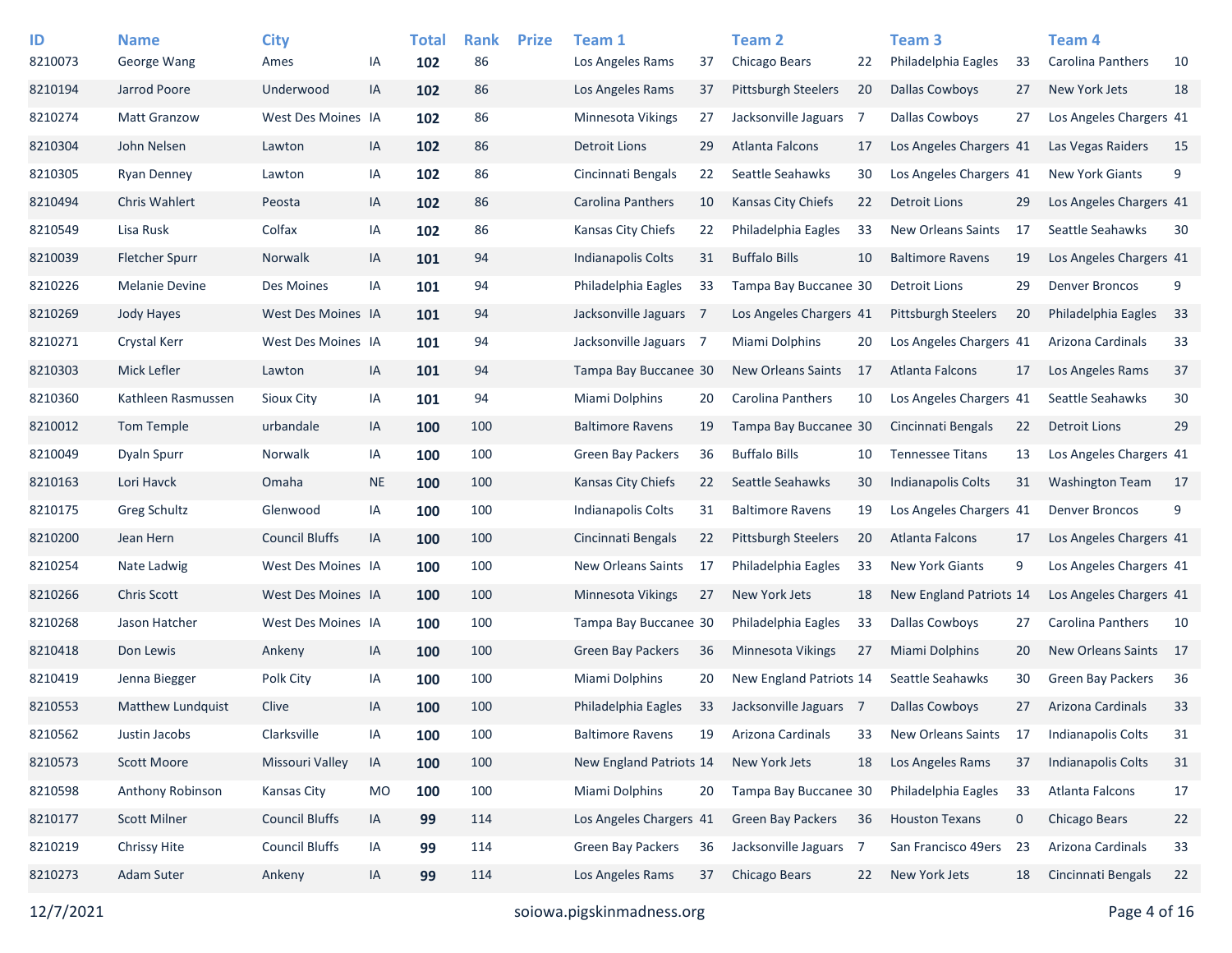| ID | Name | City | | Total | Rank | Prize | Team 1 | | Team 2 | | Team 3 | | Team 4 | |
|---|---|---|---|---|---|---|---|---|---|---|---|---|---|---|
| 8210073 | George Wang | Ames | IA | **102** | 86 | | Los Angeles Rams | 37 | Chicago Bears | 22 | Philadelphia Eagles | 33 | Carolina Panthers | 10 |
| 8210194 | Jarrod Poore | Underwood | IA | **102** | 86 | | Los Angeles Rams | 37 | Pittsburgh Steelers | 20 | Dallas Cowboys | 27 | New York Jets | 18 |
| 8210274 | Matt Granzow | West Des Moines | IA | **102** | 86 | | Minnesota Vikings | 27 | Jacksonville Jaguars | 7 | Dallas Cowboys | 27 | Los Angeles Chargers | 41 |
| 8210304 | John Nelsen | Lawton | IA | **102** | 86 | | Detroit Lions | 29 | Atlanta Falcons | 17 | Los Angeles Chargers | 41 | Las Vegas Raiders | 15 |
| 8210305 | Ryan Denney | Lawton | IA | **102** | 86 | | Cincinnati Bengals | 22 | Seattle Seahawks | 30 | Los Angeles Chargers | 41 | New York Giants | 9 |
| 8210494 | Chris Wahlert | Peosta | IA | **102** | 86 | | Carolina Panthers | 10 | Kansas City Chiefs | 22 | Detroit Lions | 29 | Los Angeles Chargers | 41 |
| 8210549 | Lisa Rusk | Colfax | IA | **102** | 86 | | Kansas City Chiefs | 22 | Philadelphia Eagles | 33 | New Orleans Saints | 17 | Seattle Seahawks | 30 |
| 8210039 | Fletcher Spurr | Norwalk | IA | **101** | 94 | | Indianapolis Colts | 31 | Buffalo Bills | 10 | Baltimore Ravens | 19 | Los Angeles Chargers | 41 |
| 8210226 | Melanie Devine | Des Moines | IA | **101** | 94 | | Philadelphia Eagles | 33 | Tampa Bay Buccanee | 30 | Detroit Lions | 29 | Denver Broncos | 9 |
| 8210269 | Jody Hayes | West Des Moines | IA | **101** | 94 | | Jacksonville Jaguars | 7 | Los Angeles Chargers | 41 | Pittsburgh Steelers | 20 | Philadelphia Eagles | 33 |
| 8210271 | Crystal Kerr | West Des Moines | IA | **101** | 94 | | Jacksonville Jaguars | 7 | Miami Dolphins | 20 | Los Angeles Chargers | 41 | Arizona Cardinals | 33 |
| 8210303 | Mick Lefler | Lawton | IA | **101** | 94 | | Tampa Bay Buccanee | 30 | New Orleans Saints | 17 | Atlanta Falcons | 17 | Los Angeles Rams | 37 |
| 8210360 | Kathleen Rasmussen | Sioux City | IA | **101** | 94 | | Miami Dolphins | 20 | Carolina Panthers | 10 | Los Angeles Chargers | 41 | Seattle Seahawks | 30 |
| 8210012 | Tom Temple | urbandale | IA | **100** | 100 | | Baltimore Ravens | 19 | Tampa Bay Buccanee | 30 | Cincinnati Bengals | 22 | Detroit Lions | 29 |
| 8210049 | Dyaln Spurr | Norwalk | IA | **100** | 100 | | Green Bay Packers | 36 | Buffalo Bills | 10 | Tennessee Titans | 13 | Los Angeles Chargers | 41 |
| 8210163 | Lori Havck | Omaha | NE | **100** | 100 | | Kansas City Chiefs | 22 | Seattle Seahawks | 30 | Indianapolis Colts | 31 | Washington Team | 17 |
| 8210175 | Greg Schultz | Glenwood | IA | **100** | 100 | | Indianapolis Colts | 31 | Baltimore Ravens | 19 | Los Angeles Chargers | 41 | Denver Broncos | 9 |
| 8210200 | Jean Hern | Council Bluffs | IA | **100** | 100 | | Cincinnati Bengals | 22 | Pittsburgh Steelers | 20 | Atlanta Falcons | 17 | Los Angeles Chargers | 41 |
| 8210254 | Nate Ladwig | West Des Moines | IA | **100** | 100 | | New Orleans Saints | 17 | Philadelphia Eagles | 33 | New York Giants | 9 | Los Angeles Chargers | 41 |
| 8210266 | Chris Scott | West Des Moines | IA | **100** | 100 | | Minnesota Vikings | 27 | New York Jets | 18 | New England Patriots | 14 | Los Angeles Chargers | 41 |
| 8210268 | Jason Hatcher | West Des Moines | IA | **100** | 100 | | Tampa Bay Buccanee | 30 | Philadelphia Eagles | 33 | Dallas Cowboys | 27 | Carolina Panthers | 10 |
| 8210418 | Don Lewis | Ankeny | IA | **100** | 100 | | Green Bay Packers | 36 | Minnesota Vikings | 27 | Miami Dolphins | 20 | New Orleans Saints | 17 |
| 8210419 | Jenna Biegger | Polk City | IA | **100** | 100 | | Miami Dolphins | 20 | New England Patriots | 14 | Seattle Seahawks | 30 | Green Bay Packers | 36 |
| 8210553 | Matthew Lundquist | Clive | IA | **100** | 100 | | Philadelphia Eagles | 33 | Jacksonville Jaguars | 7 | Dallas Cowboys | 27 | Arizona Cardinals | 33 |
| 8210562 | Justin Jacobs | Clarksville | IA | **100** | 100 | | Baltimore Ravens | 19 | Arizona Cardinals | 33 | New Orleans Saints | 17 | Indianapolis Colts | 31 |
| 8210573 | Scott Moore | Missouri Valley | IA | **100** | 100 | | New England Patriots | 14 | New York Jets | 18 | Los Angeles Rams | 37 | Indianapolis Colts | 31 |
| 8210598 | Anthony Robinson | Kansas City | MO | **100** | 100 | | Miami Dolphins | 20 | Tampa Bay Buccanee | 30 | Philadelphia Eagles | 33 | Atlanta Falcons | 17 |
| 8210177 | Scott Milner | Council Bluffs | IA | **99** | 114 | | Los Angeles Chargers | 41 | Green Bay Packers | 36 | Houston Texans | 0 | Chicago Bears | 22 |
| 8210219 | Chrissy Hite | Council Bluffs | IA | **99** | 114 | | Green Bay Packers | 36 | Jacksonville Jaguars | 7 | San Francisco 49ers | 23 | Arizona Cardinals | 33 |
| 8210273 | Adam Suter | Ankeny | IA | **99** | 114 | | Los Angeles Rams | 37 | Chicago Bears | 22 | New York Jets | 18 | Cincinnati Bengals | 22 |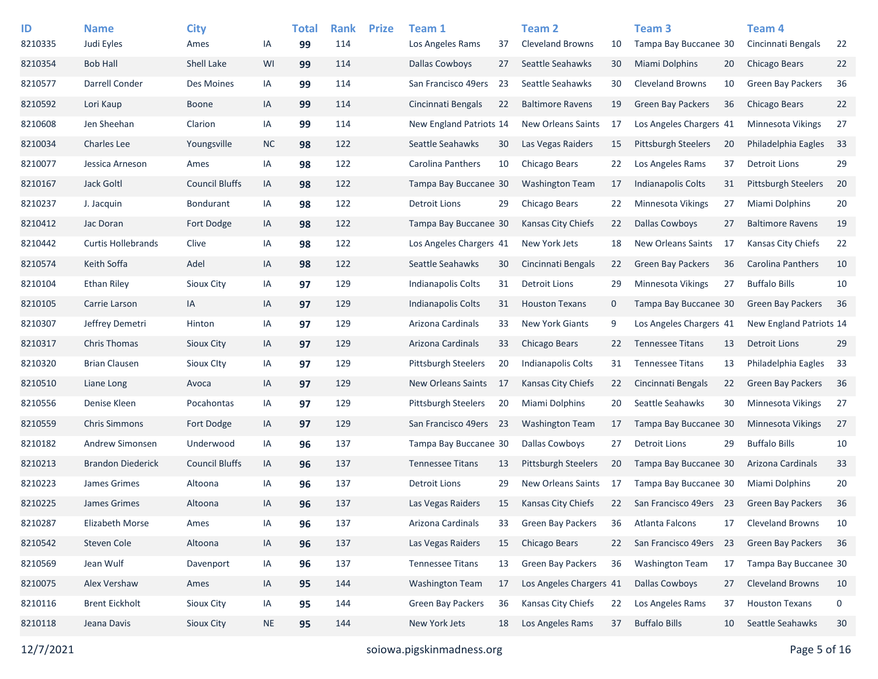| ID | Name | City | | Total | Rank | Prize | Team 1 | | Team 2 | | Team 3 | | Team 4 | |
|---|---|---|---|---|---|---|---|---|---|---|---|---|---|---|
| 8210335 | Judi Eyles | Ames | IA | **99** | 114 | | Los Angeles Rams | 37 | Cleveland Browns | 10 | Tampa Bay Buccanee | 30 | Cincinnati Bengals | 22 |
| 8210354 | Bob Hall | Shell Lake | WI | **99** | 114 | | Dallas Cowboys | 27 | Seattle Seahawks | 30 | Miami Dolphins | 20 | Chicago Bears | 22 |
| 8210577 | Darrell Conder | Des Moines | IA | **99** | 114 | | San Francisco 49ers | 23 | Seattle Seahawks | 30 | Cleveland Browns | 10 | Green Bay Packers | 36 |
| 8210592 | Lori Kaup | Boone | IA | **99** | 114 | | Cincinnati Bengals | 22 | Baltimore Ravens | 19 | Green Bay Packers | 36 | Chicago Bears | 22 |
| 8210608 | Jen Sheehan | Clarion | IA | **99** | 114 | | New England Patriots | 14 | New Orleans Saints | 17 | Los Angeles Chargers | 41 | Minnesota Vikings | 27 |
| 8210034 | Charles Lee | Youngsville | NC | **98** | 122 | | Seattle Seahawks | 30 | Las Vegas Raiders | 15 | Pittsburgh Steelers | 20 | Philadelphia Eagles | 33 |
| 8210077 | Jessica Arneson | Ames | IA | **98** | 122 | | Carolina Panthers | 10 | Chicago Bears | 22 | Los Angeles Rams | 37 | Detroit Lions | 29 |
| 8210167 | Jack Goltl | Council Bluffs | IA | **98** | 122 | | Tampa Bay Buccanee | 30 | Washington Team | 17 | Indianapolis Colts | 31 | Pittsburgh Steelers | 20 |
| 8210237 | J. Jacquin | Bondurant | IA | **98** | 122 | | Detroit Lions | 29 | Chicago Bears | 22 | Minnesota Vikings | 27 | Miami Dolphins | 20 |
| 8210412 | Jac Doran | Fort Dodge | IA | **98** | 122 | | Tampa Bay Buccanee | 30 | Kansas City Chiefs | 22 | Dallas Cowboys | 27 | Baltimore Ravens | 19 |
| 8210442 | Curtis Hollebrands | Clive | IA | **98** | 122 | | Los Angeles Chargers | 41 | New York Jets | 18 | New Orleans Saints | 17 | Kansas City Chiefs | 22 |
| 8210574 | Keith Soffa | Adel | IA | **98** | 122 | | Seattle Seahawks | 30 | Cincinnati Bengals | 22 | Green Bay Packers | 36 | Carolina Panthers | 10 |
| 8210104 | Ethan Riley | Sioux City | IA | **97** | 129 | | Indianapolis Colts | 31 | Detroit Lions | 29 | Minnesota Vikings | 27 | Buffalo Bills | 10 |
| 8210105 | Carrie Larson | IA | IA | **97** | 129 | | Indianapolis Colts | 31 | Houston Texans | 0 | Tampa Bay Buccanee | 30 | Green Bay Packers | 36 |
| 8210307 | Jeffrey Demetri | Hinton | IA | **97** | 129 | | Arizona Cardinals | 33 | New York Giants | 9 | Los Angeles Chargers | 41 | New England Patriots | 14 |
| 8210317 | Chris Thomas | Sioux City | IA | **97** | 129 | | Arizona Cardinals | 33 | Chicago Bears | 22 | Tennessee Titans | 13 | Detroit Lions | 29 |
| 8210320 | Brian Clausen | Sioux CIty | IA | **97** | 129 | | Pittsburgh Steelers | 20 | Indianapolis Colts | 31 | Tennessee Titans | 13 | Philadelphia Eagles | 33 |
| 8210510 | Liane Long | Avoca | IA | **97** | 129 | | New Orleans Saints | 17 | Kansas City Chiefs | 22 | Cincinnati Bengals | 22 | Green Bay Packers | 36 |
| 8210556 | Denise Kleen | Pocahontas | IA | **97** | 129 | | Pittsburgh Steelers | 20 | Miami Dolphins | 20 | Seattle Seahawks | 30 | Minnesota Vikings | 27 |
| 8210559 | Chris Simmons | Fort Dodge | IA | **97** | 129 | | San Francisco 49ers | 23 | Washington Team | 17 | Tampa Bay Buccanee | 30 | Minnesota Vikings | 27 |
| 8210182 | Andrew Simonsen | Underwood | IA | **96** | 137 | | Tampa Bay Buccanee | 30 | Dallas Cowboys | 27 | Detroit Lions | 29 | Buffalo Bills | 10 |
| 8210213 | Brandon Diederick | Council Bluffs | IA | **96** | 137 | | Tennessee Titans | 13 | Pittsburgh Steelers | 20 | Tampa Bay Buccanee | 30 | Arizona Cardinals | 33 |
| 8210223 | James Grimes | Altoona | IA | **96** | 137 | | Detroit Lions | 29 | New Orleans Saints | 17 | Tampa Bay Buccanee | 30 | Miami Dolphins | 20 |
| 8210225 | James Grimes | Altoona | IA | **96** | 137 | | Las Vegas Raiders | 15 | Kansas City Chiefs | 22 | San Francisco 49ers | 23 | Green Bay Packers | 36 |
| 8210287 | Elizabeth Morse | Ames | IA | **96** | 137 | | Arizona Cardinals | 33 | Green Bay Packers | 36 | Atlanta Falcons | 17 | Cleveland Browns | 10 |
| 8210542 | Steven Cole | Altoona | IA | **96** | 137 | | Las Vegas Raiders | 15 | Chicago Bears | 22 | San Francisco 49ers | 23 | Green Bay Packers | 36 |
| 8210569 | Jean Wulf | Davenport | IA | **96** | 137 | | Tennessee Titans | 13 | Green Bay Packers | 36 | Washington Team | 17 | Tampa Bay Buccanee | 30 |
| 8210075 | Alex Vershaw | Ames | IA | **95** | 144 | | Washington Team | 17 | Los Angeles Chargers | 41 | Dallas Cowboys | 27 | Cleveland Browns | 10 |
| 8210116 | Brent Eickholt | Sioux City | IA | **95** | 144 | | Green Bay Packers | 36 | Kansas City Chiefs | 22 | Los Angeles Rams | 37 | Houston Texans | 0 |
| 8210118 | Jeana Davis | Sioux City | NE | **95** | 144 | | New York Jets | 18 | Los Angeles Rams | 37 | Buffalo Bills | 10 | Seattle Seahawks | 30 |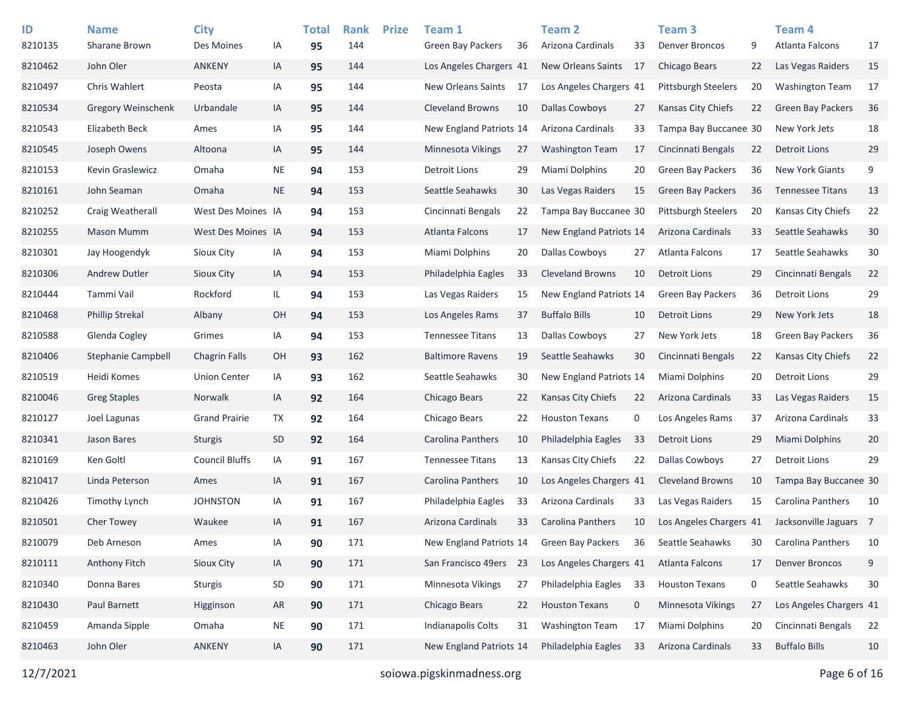| ID | Name | City | | Total | Rank | Prize | Team 1 | | Team 2 | | Team 3 | | Team 4 | |
|---|---|---|---|---|---|---|---|---|---|---|---|---|---|---|
| 8210135 | Sharane Brown | Des Moines | IA | **95** | 144 | | Green Bay Packers | 36 | Arizona Cardinals | 33 | Denver Broncos | 9 | Atlanta Falcons | 17 |
| 8210462 | John Oler | ANKENY | IA | **95** | 144 | | Los Angeles Chargers | 41 | New Orleans Saints | 17 | Chicago Bears | 22 | Las Vegas Raiders | 15 |
| 8210497 | Chris Wahlert | Peosta | IA | **95** | 144 | | New Orleans Saints | 17 | Los Angeles Chargers | 41 | Pittsburgh Steelers | 20 | Washington Team | 17 |
| 8210534 | Gregory Weinschenk | Urbandale | IA | **95** | 144 | | Cleveland Browns | 10 | Dallas Cowboys | 27 | Kansas City Chiefs | 22 | Green Bay Packers | 36 |
| 8210543 | Elizabeth Beck | Ames | IA | **95** | 144 | | New England Patriots | 14 | Arizona Cardinals | 33 | Tampa Bay Buccanee | 30 | New York Jets | 18 |
| 8210545 | Joseph Owens | Altoona | IA | **95** | 144 | | Minnesota Vikings | 27 | Washington Team | 17 | Cincinnati Bengals | 22 | Detroit Lions | 29 |
| 8210153 | Kevin Graslewicz | Omaha | NE | **94** | 153 | | Detroit Lions | 29 | Miami Dolphins | 20 | Green Bay Packers | 36 | New York Giants | 9 |
| 8210161 | John Seaman | Omaha | NE | **94** | 153 | | Seattle Seahawks | 30 | Las Vegas Raiders | 15 | Green Bay Packers | 36 | Tennessee Titans | 13 |
| 8210252 | Craig Weatherall | West Des Moines | IA | **94** | 153 | | Cincinnati Bengals | 22 | Tampa Bay Buccanee | 30 | Pittsburgh Steelers | 20 | Kansas City Chiefs | 22 |
| 8210255 | Mason Mumm | West Des Moines | IA | **94** | 153 | | Atlanta Falcons | 17 | New England Patriots | 14 | Arizona Cardinals | 33 | Seattle Seahawks | 30 |
| 8210301 | Jay Hoogendyk | Sioux City | IA | **94** | 153 | | Miami Dolphins | 20 | Dallas Cowboys | 27 | Atlanta Falcons | 17 | Seattle Seahawks | 30 |
| 8210306 | Andrew Dutler | Sioux City | IA | **94** | 153 | | Philadelphia Eagles | 33 | Cleveland Browns | 10 | Detroit Lions | 29 | Cincinnati Bengals | 22 |
| 8210444 | Tammi Vail | Rockford | IL | **94** | 153 | | Las Vegas Raiders | 15 | New England Patriots | 14 | Green Bay Packers | 36 | Detroit Lions | 29 |
| 8210468 | Phillip Strekal | Albany | OH | **94** | 153 | | Los Angeles Rams | 37 | Buffalo Bills | 10 | Detroit Lions | 29 | New York Jets | 18 |
| 8210588 | Glenda Cogley | Grimes | IA | **94** | 153 | | Tennessee Titans | 13 | Dallas Cowboys | 27 | New York Jets | 18 | Green Bay Packers | 36 |
| 8210406 | Stephanie Campbell | Chagrin Falls | OH | **93** | 162 | | Baltimore Ravens | 19 | Seattle Seahawks | 30 | Cincinnati Bengals | 22 | Kansas City Chiefs | 22 |
| 8210519 | Heidi Komes | Union Center | IA | **93** | 162 | | Seattle Seahawks | 30 | New England Patriots | 14 | Miami Dolphins | 20 | Detroit Lions | 29 |
| 8210046 | Greg Staples | Norwalk | IA | **92** | 164 | | Chicago Bears | 22 | Kansas City Chiefs | 22 | Arizona Cardinals | 33 | Las Vegas Raiders | 15 |
| 8210127 | Joel Lagunas | Grand Prairie | TX | **92** | 164 | | Chicago Bears | 22 | Houston Texans | 0 | Los Angeles Rams | 37 | Arizona Cardinals | 33 |
| 8210341 | Jason Bares | Sturgis | SD | **92** | 164 | | Carolina Panthers | 10 | Philadelphia Eagles | 33 | Detroit Lions | 29 | Miami Dolphins | 20 |
| 8210169 | Ken Goltl | Council Bluffs | IA | **91** | 167 | | Tennessee Titans | 13 | Kansas City Chiefs | 22 | Dallas Cowboys | 27 | Detroit Lions | 29 |
| 8210417 | Linda Peterson | Ames | IA | **91** | 167 | | Carolina Panthers | 10 | Los Angeles Chargers | 41 | Cleveland Browns | 10 | Tampa Bay Buccanee | 30 |
| 8210426 | Timothy Lynch | JOHNSTON | IA | **91** | 167 | | Philadelphia Eagles | 33 | Arizona Cardinals | 33 | Las Vegas Raiders | 15 | Carolina Panthers | 10 |
| 8210501 | Cher Towey | Waukee | IA | **91** | 167 | | Arizona Cardinals | 33 | Carolina Panthers | 10 | Los Angeles Chargers | 41 | Jacksonville Jaguars | 7 |
| 8210079 | Deb Arneson | Ames | IA | **90** | 171 | | New England Patriots | 14 | Green Bay Packers | 36 | Seattle Seahawks | 30 | Carolina Panthers | 10 |
| 8210111 | Anthony Fitch | Sioux City | IA | **90** | 171 | | San Francisco 49ers | 23 | Los Angeles Chargers | 41 | Atlanta Falcons | 17 | Denver Broncos | 9 |
| 8210340 | Donna Bares | Sturgis | SD | **90** | 171 | | Minnesota Vikings | 27 | Philadelphia Eagles | 33 | Houston Texans | 0 | Seattle Seahawks | 30 |
| 8210430 | Paul Barnett | Higginson | AR | **90** | 171 | | Chicago Bears | 22 | Houston Texans | 0 | Minnesota Vikings | 27 | Los Angeles Chargers | 41 |
| 8210459 | Amanda Sipple | Omaha | NE | **90** | 171 | | Indianapolis Colts | 31 | Washington Team | 17 | Miami Dolphins | 20 | Cincinnati Bengals | 22 |
| 8210463 | John Oler | ANKENY | IA | **90** | 171 | | New England Patriots | 14 | Philadelphia Eagles | 33 | Arizona Cardinals | 33 | Buffalo Bills | 10 |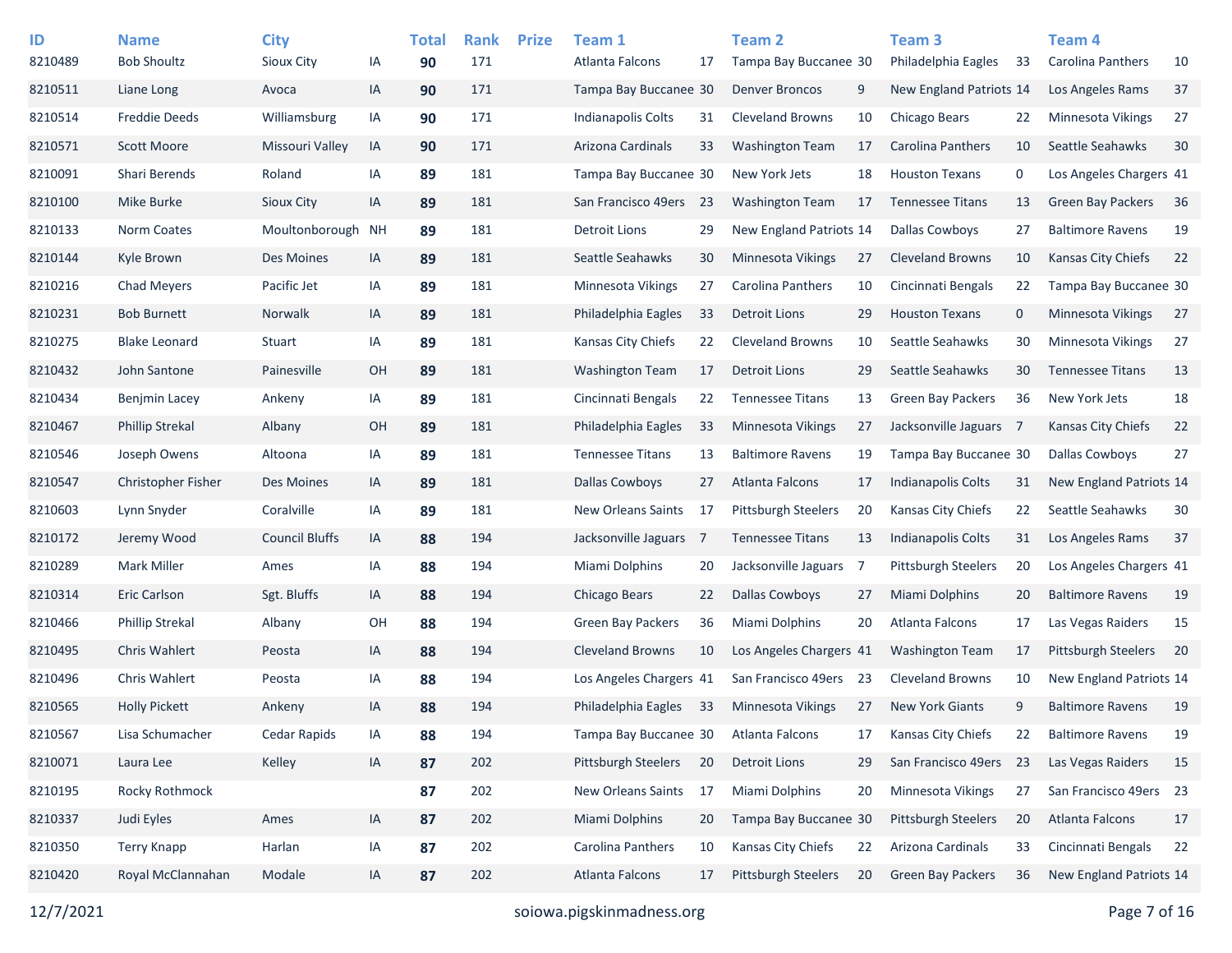| ID | Name | City | | Total | Rank | Prize | Team 1 | | Team 2 | | Team 3 | | Team 4 | |
|---|---|---|---|---|---|---|---|---|---|---|---|---|---|---|
| 8210489 | Bob Shoultz | Sioux City | IA | **90** | 171 | | Atlanta Falcons | 17 | Tampa Bay Buccanee | 30 | Philadelphia Eagles | 33 | Carolina Panthers | 10 |
| 8210511 | Liane Long | Avoca | IA | **90** | 171 | | Tampa Bay Buccanee | 30 | Denver Broncos | 9 | New England Patriots | 14 | Los Angeles Rams | 37 |
| 8210514 | Freddie Deeds | Williamsburg | IA | **90** | 171 | | Indianapolis Colts | 31 | Cleveland Browns | 10 | Chicago Bears | 22 | Minnesota Vikings | 27 |
| 8210571 | Scott Moore | Missouri Valley | IA | **90** | 171 | | Arizona Cardinals | 33 | Washington Team | 17 | Carolina Panthers | 10 | Seattle Seahawks | 30 |
| 8210091 | Shari Berends | Roland | IA | **89** | 181 | | Tampa Bay Buccanee | 30 | New York Jets | 18 | Houston Texans | 0 | Los Angeles Chargers | 41 |
| 8210100 | Mike Burke | Sioux City | IA | **89** | 181 | | San Francisco 49ers | 23 | Washington Team | 17 | Tennessee Titans | 13 | Green Bay Packers | 36 |
| 8210133 | Norm Coates | Moultonborough | NH | **89** | 181 | | Detroit Lions | 29 | New England Patriots | 14 | Dallas Cowboys | 27 | Baltimore Ravens | 19 |
| 8210144 | Kyle Brown | Des Moines | IA | **89** | 181 | | Seattle Seahawks | 30 | Minnesota Vikings | 27 | Cleveland Browns | 10 | Kansas City Chiefs | 22 |
| 8210216 | Chad Meyers | Pacific Jet | IA | **89** | 181 | | Minnesota Vikings | 27 | Carolina Panthers | 10 | Cincinnati Bengals | 22 | Tampa Bay Buccanee | 30 |
| 8210231 | Bob Burnett | Norwalk | IA | **89** | 181 | | Philadelphia Eagles | 33 | Detroit Lions | 29 | Houston Texans | 0 | Minnesota Vikings | 27 |
| 8210275 | Blake Leonard | Stuart | IA | **89** | 181 | | Kansas City Chiefs | 22 | Cleveland Browns | 10 | Seattle Seahawks | 30 | Minnesota Vikings | 27 |
| 8210432 | John Santone | Painesville | OH | **89** | 181 | | Washington Team | 17 | Detroit Lions | 29 | Seattle Seahawks | 30 | Tennessee Titans | 13 |
| 8210434 | Benjmin Lacey | Ankeny | IA | **89** | 181 | | Cincinnati Bengals | 22 | Tennessee Titans | 13 | Green Bay Packers | 36 | New York Jets | 18 |
| 8210467 | Phillip Strekal | Albany | OH | **89** | 181 | | Philadelphia Eagles | 33 | Minnesota Vikings | 27 | Jacksonville Jaguars | 7 | Kansas City Chiefs | 22 |
| 8210546 | Joseph Owens | Altoona | IA | **89** | 181 | | Tennessee Titans | 13 | Baltimore Ravens | 19 | Tampa Bay Buccanee | 30 | Dallas Cowboys | 27 |
| 8210547 | Christopher Fisher | Des Moines | IA | **89** | 181 | | Dallas Cowboys | 27 | Atlanta Falcons | 17 | Indianapolis Colts | 31 | New England Patriots | 14 |
| 8210603 | Lynn Snyder | Coralville | IA | **89** | 181 | | New Orleans Saints | 17 | Pittsburgh Steelers | 20 | Kansas City Chiefs | 22 | Seattle Seahawks | 30 |
| 8210172 | Jeremy Wood | Council Bluffs | IA | **88** | 194 | | Jacksonville Jaguars | 7 | Tennessee Titans | 13 | Indianapolis Colts | 31 | Los Angeles Rams | 37 |
| 8210289 | Mark Miller | Ames | IA | **88** | 194 | | Miami Dolphins | 20 | Jacksonville Jaguars | 7 | Pittsburgh Steelers | 20 | Los Angeles Chargers | 41 |
| 8210314 | Eric Carlson | Sgt. Bluffs | IA | **88** | 194 | | Chicago Bears | 22 | Dallas Cowboys | 27 | Miami Dolphins | 20 | Baltimore Ravens | 19 |
| 8210466 | Phillip Strekal | Albany | OH | **88** | 194 | | Green Bay Packers | 36 | Miami Dolphins | 20 | Atlanta Falcons | 17 | Las Vegas Raiders | 15 |
| 8210495 | Chris Wahlert | Peosta | IA | **88** | 194 | | Cleveland Browns | 10 | Los Angeles Chargers | 41 | Washington Team | 17 | Pittsburgh Steelers | 20 |
| 8210496 | Chris Wahlert | Peosta | IA | **88** | 194 | | Los Angeles Chargers | 41 | San Francisco 49ers | 23 | Cleveland Browns | 10 | New England Patriots | 14 |
| 8210565 | Holly Pickett | Ankeny | IA | **88** | 194 | | Philadelphia Eagles | 33 | Minnesota Vikings | 27 | New York Giants | 9 | Baltimore Ravens | 19 |
| 8210567 | Lisa Schumacher | Cedar Rapids | IA | **88** | 194 | | Tampa Bay Buccanee | 30 | Atlanta Falcons | 17 | Kansas City Chiefs | 22 | Baltimore Ravens | 19 |
| 8210071 | Laura Lee | Kelley | IA | **87** | 202 | | Pittsburgh Steelers | 20 | Detroit Lions | 29 | San Francisco 49ers | 23 | Las Vegas Raiders | 15 |
| 8210195 | Rocky Rothmock | | | **87** | 202 | | New Orleans Saints | 17 | Miami Dolphins | 20 | Minnesota Vikings | 27 | San Francisco 49ers | 23 |
| 8210337 | Judi Eyles | Ames | IA | **87** | 202 | | Miami Dolphins | 20 | Tampa Bay Buccanee | 30 | Pittsburgh Steelers | 20 | Atlanta Falcons | 17 |
| 8210350 | Terry Knapp | Harlan | IA | **87** | 202 | | Carolina Panthers | 10 | Kansas City Chiefs | 22 | Arizona Cardinals | 33 | Cincinnati Bengals | 22 |
| 8210420 | Royal McClannahan | Modale | IA | **87** | 202 | | Atlanta Falcons | 17 | Pittsburgh Steelers | 20 | Green Bay Packers | 36 | New England Patriots | 14 |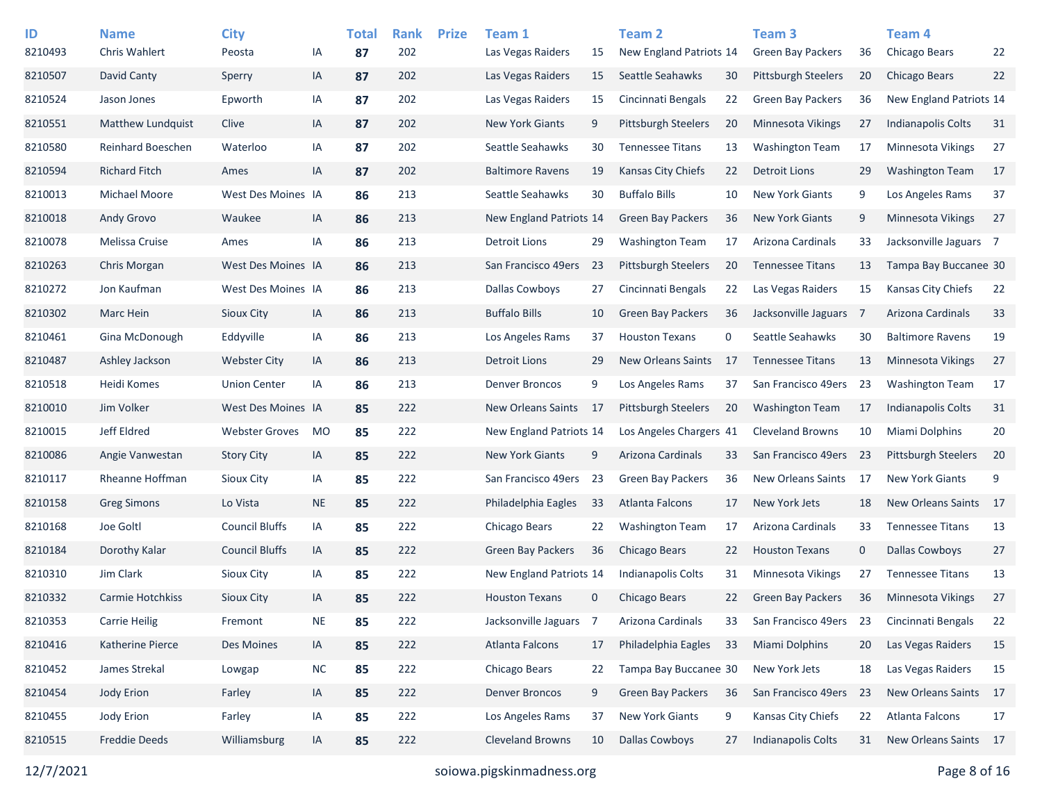| ID | Name | City | | Total | Rank | Prize | Team 1 | | Team 2 | | Team 3 | | Team 4 | |
|---|---|---|---|---|---|---|---|---|---|---|---|---|---|---|
| 8210493 | Chris Wahlert | Peosta | IA | **87** | 202 | | Las Vegas Raiders | 15 | New England Patriots | 14 | Green Bay Packers | 36 | Chicago Bears | 22 |
| 8210507 | David Canty | Sperry | IA | **87** | 202 | | Las Vegas Raiders | 15 | Seattle Seahawks | 30 | Pittsburgh Steelers | 20 | Chicago Bears | 22 |
| 8210524 | Jason Jones | Epworth | IA | **87** | 202 | | Las Vegas Raiders | 15 | Cincinnati Bengals | 22 | Green Bay Packers | 36 | New England Patriots | 14 |
| 8210551 | Matthew Lundquist | Clive | IA | **87** | 202 | | New York Giants | 9 | Pittsburgh Steelers | 20 | Minnesota Vikings | 27 | Indianapolis Colts | 31 |
| 8210580 | Reinhard Boeschen | Waterloo | IA | **87** | 202 | | Seattle Seahawks | 30 | Tennessee Titans | 13 | Washington Team | 17 | Minnesota Vikings | 27 |
| 8210594 | Richard Fitch | Ames | IA | **87** | 202 | | Baltimore Ravens | 19 | Kansas City Chiefs | 22 | Detroit Lions | 29 | Washington Team | 17 |
| 8210013 | Michael Moore | West Des Moines | IA | **86** | 213 | | Seattle Seahawks | 30 | Buffalo Bills | 10 | New York Giants | 9 | Los Angeles Rams | 37 |
| 8210018 | Andy Grovo | Waukee | IA | **86** | 213 | | New England Patriots | 14 | Green Bay Packers | 36 | New York Giants | 9 | Minnesota Vikings | 27 |
| 8210078 | Melissa Cruise | Ames | IA | **86** | 213 | | Detroit Lions | 29 | Washington Team | 17 | Arizona Cardinals | 33 | Jacksonville Jaguars | 7 |
| 8210263 | Chris Morgan | West Des Moines | IA | **86** | 213 | | San Francisco 49ers | 23 | Pittsburgh Steelers | 20 | Tennessee Titans | 13 | Tampa Bay Buccanee | 30 |
| 8210272 | Jon Kaufman | West Des Moines | IA | **86** | 213 | | Dallas Cowboys | 27 | Cincinnati Bengals | 22 | Las Vegas Raiders | 15 | Kansas City Chiefs | 22 |
| 8210302 | Marc Hein | Sioux City | IA | **86** | 213 | | Buffalo Bills | 10 | Green Bay Packers | 36 | Jacksonville Jaguars | 7 | Arizona Cardinals | 33 |
| 8210461 | Gina McDonough | Eddyville | IA | **86** | 213 | | Los Angeles Rams | 37 | Houston Texans | 0 | Seattle Seahawks | 30 | Baltimore Ravens | 19 |
| 8210487 | Ashley Jackson | Webster City | IA | **86** | 213 | | Detroit Lions | 29 | New Orleans Saints | 17 | Tennessee Titans | 13 | Minnesota Vikings | 27 |
| 8210518 | Heidi Komes | Union Center | IA | **86** | 213 | | Denver Broncos | 9 | Los Angeles Rams | 37 | San Francisco 49ers | 23 | Washington Team | 17 |
| 8210010 | Jim Volker | West Des Moines | IA | **85** | 222 | | New Orleans Saints | 17 | Pittsburgh Steelers | 20 | Washington Team | 17 | Indianapolis Colts | 31 |
| 8210015 | Jeff Eldred | Webster Groves | MO | **85** | 222 | | New England Patriots | 14 | Los Angeles Chargers | 41 | Cleveland Browns | 10 | Miami Dolphins | 20 |
| 8210086 | Angie Vanwestan | Story City | IA | **85** | 222 | | New York Giants | 9 | Arizona Cardinals | 33 | San Francisco 49ers | 23 | Pittsburgh Steelers | 20 |
| 8210117 | Rheanne Hoffman | Sioux City | IA | **85** | 222 | | San Francisco 49ers | 23 | Green Bay Packers | 36 | New Orleans Saints | 17 | New York Giants | 9 |
| 8210158 | Greg Simons | Lo Vista | NE | **85** | 222 | | Philadelphia Eagles | 33 | Atlanta Falcons | 17 | New York Jets | 18 | New Orleans Saints | 17 |
| 8210168 | Joe Goltl | Council Bluffs | IA | **85** | 222 | | Chicago Bears | 22 | Washington Team | 17 | Arizona Cardinals | 33 | Tennessee Titans | 13 |
| 8210184 | Dorothy Kalar | Council Bluffs | IA | **85** | 222 | | Green Bay Packers | 36 | Chicago Bears | 22 | Houston Texans | 0 | Dallas Cowboys | 27 |
| 8210310 | Jim Clark | Sioux City | IA | **85** | 222 | | New England Patriots | 14 | Indianapolis Colts | 31 | Minnesota Vikings | 27 | Tennessee Titans | 13 |
| 8210332 | Carmie Hotchkiss | Sioux City | IA | **85** | 222 | | Houston Texans | 0 | Chicago Bears | 22 | Green Bay Packers | 36 | Minnesota Vikings | 27 |
| 8210353 | Carrie Heilig | Fremont | NE | **85** | 222 | | Jacksonville Jaguars | 7 | Arizona Cardinals | 33 | San Francisco 49ers | 23 | Cincinnati Bengals | 22 |
| 8210416 | Katherine Pierce | Des Moines | IA | **85** | 222 | | Atlanta Falcons | 17 | Philadelphia Eagles | 33 | Miami Dolphins | 20 | Las Vegas Raiders | 15 |
| 8210452 | James Strekal | Lowgap | NC | **85** | 222 | | Chicago Bears | 22 | Tampa Bay Buccanee | 30 | New York Jets | 18 | Las Vegas Raiders | 15 |
| 8210454 | Jody Erion | Farley | IA | **85** | 222 | | Denver Broncos | 9 | Green Bay Packers | 36 | San Francisco 49ers | 23 | New Orleans Saints | 17 |
| 8210455 | Jody Erion | Farley | IA | **85** | 222 | | Los Angeles Rams | 37 | New York Giants | 9 | Kansas City Chiefs | 22 | Atlanta Falcons | 17 |
| 8210515 | Freddie Deeds | Williamsburg | IA | **85** | 222 | | Cleveland Browns | 10 | Dallas Cowboys | 27 | Indianapolis Colts | 31 | New Orleans Saints | 17 |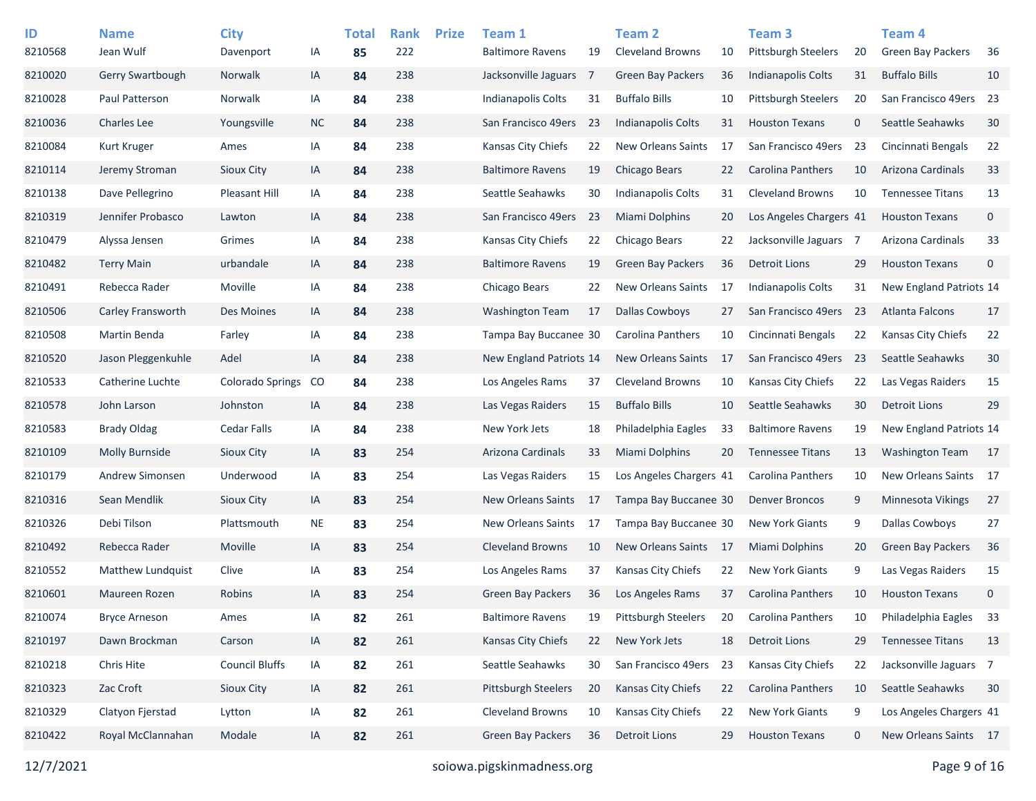| ID | Name | City | | Total | Rank | Prize | Team 1 | | Team 2 | | Team 3 | | Team 4 | |
|---|---|---|---|---|---|---|---|---|---|---|---|---|---|---|
| 8210568 | Jean Wulf | Davenport | IA | **85** | 222 | | Baltimore Ravens | 19 | Cleveland Browns | 10 | Pittsburgh Steelers | 20 | Green Bay Packers | 36 |
| 8210020 | Gerry Swartbough | Norwalk | IA | **84** | 238 | | Jacksonville Jaguars | 7 | Green Bay Packers | 36 | Indianapolis Colts | 31 | Buffalo Bills | 10 |
| 8210028 | Paul Patterson | Norwalk | IA | **84** | 238 | | Indianapolis Colts | 31 | Buffalo Bills | 10 | Pittsburgh Steelers | 20 | San Francisco 49ers | 23 |
| 8210036 | Charles Lee | Youngsville | NC | **84** | 238 | | San Francisco 49ers | 23 | Indianapolis Colts | 31 | Houston Texans | 0 | Seattle Seahawks | 30 |
| 8210084 | Kurt Kruger | Ames | IA | **84** | 238 | | Kansas City Chiefs | 22 | New Orleans Saints | 17 | San Francisco 49ers | 23 | Cincinnati Bengals | 22 |
| 8210114 | Jeremy Stroman | Sioux City | IA | **84** | 238 | | Baltimore Ravens | 19 | Chicago Bears | 22 | Carolina Panthers | 10 | Arizona Cardinals | 33 |
| 8210138 | Dave Pellegrino | Pleasant Hill | IA | **84** | 238 | | Seattle Seahawks | 30 | Indianapolis Colts | 31 | Cleveland Browns | 10 | Tennessee Titans | 13 |
| 8210319 | Jennifer Probasco | Lawton | IA | **84** | 238 | | San Francisco 49ers | 23 | Miami Dolphins | 20 | Los Angeles Chargers | 41 | Houston Texans | 0 |
| 8210479 | Alyssa Jensen | Grimes | IA | **84** | 238 | | Kansas City Chiefs | 22 | Chicago Bears | 22 | Jacksonville Jaguars | 7 | Arizona Cardinals | 33 |
| 8210482 | Terry Main | urbandale | IA | **84** | 238 | | Baltimore Ravens | 19 | Green Bay Packers | 36 | Detroit Lions | 29 | Houston Texans | 0 |
| 8210491 | Rebecca Rader | Moville | IA | **84** | 238 | | Chicago Bears | 22 | New Orleans Saints | 17 | Indianapolis Colts | 31 | New England Patriots | 14 |
| 8210506 | Carley Fransworth | Des Moines | IA | **84** | 238 | | Washington Team | 17 | Dallas Cowboys | 27 | San Francisco 49ers | 23 | Atlanta Falcons | 17 |
| 8210508 | Martin Benda | Farley | IA | **84** | 238 | | Tampa Bay Buccanee | 30 | Carolina Panthers | 10 | Cincinnati Bengals | 22 | Kansas City Chiefs | 22 |
| 8210520 | Jason Pleggenkuhle | Adel | IA | **84** | 238 | | New England Patriots | 14 | New Orleans Saints | 17 | San Francisco 49ers | 23 | Seattle Seahawks | 30 |
| 8210533 | Catherine Luchte | Colorado Springs | CO | **84** | 238 | | Los Angeles Rams | 37 | Cleveland Browns | 10 | Kansas City Chiefs | 22 | Las Vegas Raiders | 15 |
| 8210578 | John Larson | Johnston | IA | **84** | 238 | | Las Vegas Raiders | 15 | Buffalo Bills | 10 | Seattle Seahawks | 30 | Detroit Lions | 29 |
| 8210583 | Brady Oldag | Cedar Falls | IA | **84** | 238 | | New York Jets | 18 | Philadelphia Eagles | 33 | Baltimore Ravens | 19 | New England Patriots | 14 |
| 8210109 | Molly Burnside | Sioux City | IA | **83** | 254 | | Arizona Cardinals | 33 | Miami Dolphins | 20 | Tennessee Titans | 13 | Washington Team | 17 |
| 8210179 | Andrew Simonsen | Underwood | IA | **83** | 254 | | Las Vegas Raiders | 15 | Los Angeles Chargers | 41 | Carolina Panthers | 10 | New Orleans Saints | 17 |
| 8210316 | Sean Mendlik | Sioux City | IA | **83** | 254 | | New Orleans Saints | 17 | Tampa Bay Buccanee | 30 | Denver Broncos | 9 | Minnesota Vikings | 27 |
| 8210326 | Debi Tilson | Plattsmouth | NE | **83** | 254 | | New Orleans Saints | 17 | Tampa Bay Buccanee | 30 | New York Giants | 9 | Dallas Cowboys | 27 |
| 8210492 | Rebecca Rader | Moville | IA | **83** | 254 | | Cleveland Browns | 10 | New Orleans Saints | 17 | Miami Dolphins | 20 | Green Bay Packers | 36 |
| 8210552 | Matthew Lundquist | Clive | IA | **83** | 254 | | Los Angeles Rams | 37 | Kansas City Chiefs | 22 | New York Giants | 9 | Las Vegas Raiders | 15 |
| 8210601 | Maureen Rozen | Robins | IA | **83** | 254 | | Green Bay Packers | 36 | Los Angeles Rams | 37 | Carolina Panthers | 10 | Houston Texans | 0 |
| 8210074 | Bryce Arneson | Ames | IA | **82** | 261 | | Baltimore Ravens | 19 | Pittsburgh Steelers | 20 | Carolina Panthers | 10 | Philadelphia Eagles | 33 |
| 8210197 | Dawn Brockman | Carson | IA | **82** | 261 | | Kansas City Chiefs | 22 | New York Jets | 18 | Detroit Lions | 29 | Tennessee Titans | 13 |
| 8210218 | Chris Hite | Council Bluffs | IA | **82** | 261 | | Seattle Seahawks | 30 | San Francisco 49ers | 23 | Kansas City Chiefs | 22 | Jacksonville Jaguars | 7 |
| 8210323 | Zac Croft | Sioux City | IA | **82** | 261 | | Pittsburgh Steelers | 20 | Kansas City Chiefs | 22 | Carolina Panthers | 10 | Seattle Seahawks | 30 |
| 8210329 | Clatyon Fjerstad | Lytton | IA | **82** | 261 | | Cleveland Browns | 10 | Kansas City Chiefs | 22 | New York Giants | 9 | Los Angeles Chargers | 41 |
| 8210422 | Royal McClannahan | Modale | IA | **82** | 261 | | Green Bay Packers | 36 | Detroit Lions | 29 | Houston Texans | 0 | New Orleans Saints | 17 |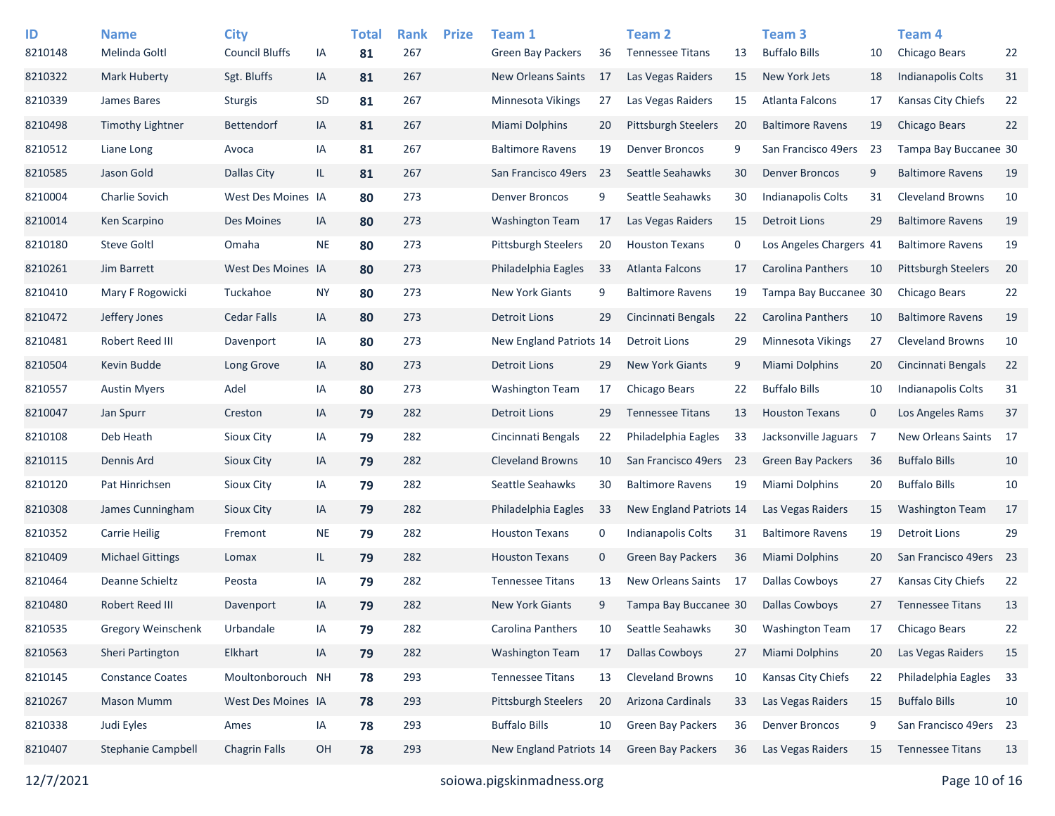| ID | Name | City | | Total | Rank | Prize | Team 1 | | Team 2 | | Team 3 | | Team 4 | |
|---|---|---|---|---|---|---|---|---|---|---|---|---|---|---|
| 8210148 | Melinda Goltl | Council Bluffs | IA | **81** | 267 | | Green Bay Packers | 36 | Tennessee Titans | 13 | Buffalo Bills | 10 | Chicago Bears | 22 |
| 8210322 | Mark Huberty | Sgt. Bluffs | IA | **81** | 267 | | New Orleans Saints | 17 | Las Vegas Raiders | 15 | New York Jets | 18 | Indianapolis Colts | 31 |
| 8210339 | James Bares | Sturgis | SD | **81** | 267 | | Minnesota Vikings | 27 | Las Vegas Raiders | 15 | Atlanta Falcons | 17 | Kansas City Chiefs | 22 |
| 8210498 | Timothy Lightner | Bettendorf | IA | **81** | 267 | | Miami Dolphins | 20 | Pittsburgh Steelers | 20 | Baltimore Ravens | 19 | Chicago Bears | 22 |
| 8210512 | Liane Long | Avoca | IA | **81** | 267 | | Baltimore Ravens | 19 | Denver Broncos | 9 | San Francisco 49ers | 23 | Tampa Bay Buccanee | 30 |
| 8210585 | Jason Gold | Dallas City | IL | **81** | 267 | | San Francisco 49ers | 23 | Seattle Seahawks | 30 | Denver Broncos | 9 | Baltimore Ravens | 19 |
| 8210004 | Charlie Sovich | West Des Moines | IA | **80** | 273 | | Denver Broncos | 9 | Seattle Seahawks | 30 | Indianapolis Colts | 31 | Cleveland Browns | 10 |
| 8210014 | Ken Scarpino | Des Moines | IA | **80** | 273 | | Washington Team | 17 | Las Vegas Raiders | 15 | Detroit Lions | 29 | Baltimore Ravens | 19 |
| 8210180 | Steve Goltl | Omaha | NE | **80** | 273 | | Pittsburgh Steelers | 20 | Houston Texans | 0 | Los Angeles Chargers | 41 | Baltimore Ravens | 19 |
| 8210261 | Jim Barrett | West Des Moines | IA | **80** | 273 | | Philadelphia Eagles | 33 | Atlanta Falcons | 17 | Carolina Panthers | 10 | Pittsburgh Steelers | 20 |
| 8210410 | Mary F Rogowicki | Tuckahoe | NY | **80** | 273 | | New York Giants | 9 | Baltimore Ravens | 19 | Tampa Bay Buccanee | 30 | Chicago Bears | 22 |
| 8210472 | Jeffery Jones | Cedar Falls | IA | **80** | 273 | | Detroit Lions | 29 | Cincinnati Bengals | 22 | Carolina Panthers | 10 | Baltimore Ravens | 19 |
| 8210481 | Robert Reed III | Davenport | IA | **80** | 273 | | New England Patriots | 14 | Detroit Lions | 29 | Minnesota Vikings | 27 | Cleveland Browns | 10 |
| 8210504 | Kevin Budde | Long Grove | IA | **80** | 273 | | Detroit Lions | 29 | New York Giants | 9 | Miami Dolphins | 20 | Cincinnati Bengals | 22 |
| 8210557 | Austin Myers | Adel | IA | **80** | 273 | | Washington Team | 17 | Chicago Bears | 22 | Buffalo Bills | 10 | Indianapolis Colts | 31 |
| 8210047 | Jan Spurr | Creston | IA | **79** | 282 | | Detroit Lions | 29 | Tennessee Titans | 13 | Houston Texans | 0 | Los Angeles Rams | 37 |
| 8210108 | Deb Heath | Sioux City | IA | **79** | 282 | | Cincinnati Bengals | 22 | Philadelphia Eagles | 33 | Jacksonville Jaguars | 7 | New Orleans Saints | 17 |
| 8210115 | Dennis Ard | Sioux City | IA | **79** | 282 | | Cleveland Browns | 10 | San Francisco 49ers | 23 | Green Bay Packers | 36 | Buffalo Bills | 10 |
| 8210120 | Pat Hinrichsen | Sioux City | IA | **79** | 282 | | Seattle Seahawks | 30 | Baltimore Ravens | 19 | Miami Dolphins | 20 | Buffalo Bills | 10 |
| 8210308 | James Cunningham | Sioux City | IA | **79** | 282 | | Philadelphia Eagles | 33 | New England Patriots | 14 | Las Vegas Raiders | 15 | Washington Team | 17 |
| 8210352 | Carrie Heilig | Fremont | NE | **79** | 282 | | Houston Texans | 0 | Indianapolis Colts | 31 | Baltimore Ravens | 19 | Detroit Lions | 29 |
| 8210409 | Michael Gittings | Lomax | IL | **79** | 282 | | Houston Texans | 0 | Green Bay Packers | 36 | Miami Dolphins | 20 | San Francisco 49ers | 23 |
| 8210464 | Deanne Schieltz | Peosta | IA | **79** | 282 | | Tennessee Titans | 13 | New Orleans Saints | 17 | Dallas Cowboys | 27 | Kansas City Chiefs | 22 |
| 8210480 | Robert Reed III | Davenport | IA | **79** | 282 | | New York Giants | 9 | Tampa Bay Buccanee | 30 | Dallas Cowboys | 27 | Tennessee Titans | 13 |
| 8210535 | Gregory Weinschenk | Urbandale | IA | **79** | 282 | | Carolina Panthers | 10 | Seattle Seahawks | 30 | Washington Team | 17 | Chicago Bears | 22 |
| 8210563 | Sheri Partington | Elkhart | IA | **79** | 282 | | Washington Team | 17 | Dallas Cowboys | 27 | Miami Dolphins | 20 | Las Vegas Raiders | 15 |
| 8210145 | Constance Coates | Moultonborouch | NH | **78** | 293 | | Tennessee Titans | 13 | Cleveland Browns | 10 | Kansas City Chiefs | 22 | Philadelphia Eagles | 33 |
| 8210267 | Mason Mumm | West Des Moines | IA | **78** | 293 | | Pittsburgh Steelers | 20 | Arizona Cardinals | 33 | Las Vegas Raiders | 15 | Buffalo Bills | 10 |
| 8210338 | Judi Eyles | Ames | IA | **78** | 293 | | Buffalo Bills | 10 | Green Bay Packers | 36 | Denver Broncos | 9 | San Francisco 49ers | 23 |
| 8210407 | Stephanie Campbell | Chagrin Falls | OH | **78** | 293 | | New England Patriots | 14 | Green Bay Packers | 36 | Las Vegas Raiders | 15 | Tennessee Titans | 13 |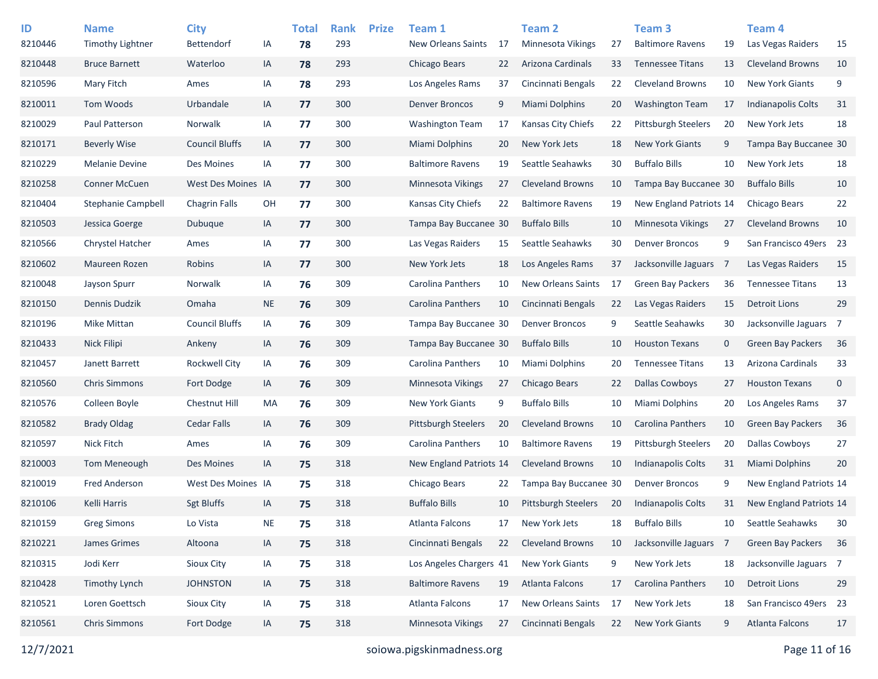| ID | Name | City | | Total | Rank | Prize | Team 1 | | Team 2 | | Team 3 | | Team 4 | |
|---|---|---|---|---|---|---|---|---|---|---|---|---|---|---|
| 8210446 | Timothy Lightner | Bettendorf | IA | **78** | 293 | | New Orleans Saints | 17 | Minnesota Vikings | 27 | Baltimore Ravens | 19 | Las Vegas Raiders | 15 |
| 8210448 | Bruce Barnett | Waterloo | IA | **78** | 293 | | Chicago Bears | 22 | Arizona Cardinals | 33 | Tennessee Titans | 13 | Cleveland Browns | 10 |
| 8210596 | Mary Fitch | Ames | IA | **78** | 293 | | Los Angeles Rams | 37 | Cincinnati Bengals | 22 | Cleveland Browns | 10 | New York Giants | 9 |
| 8210011 | Tom Woods | Urbandale | IA | **77** | 300 | | Denver Broncos | 9 | Miami Dolphins | 20 | Washington Team | 17 | Indianapolis Colts | 31 |
| 8210029 | Paul Patterson | Norwalk | IA | **77** | 300 | | Washington Team | 17 | Kansas City Chiefs | 22 | Pittsburgh Steelers | 20 | New York Jets | 18 |
| 8210171 | Beverly Wise | Council Bluffs | IA | **77** | 300 | | Miami Dolphins | 20 | New York Jets | 18 | New York Giants | 9 | Tampa Bay Buccanee | 30 |
| 8210229 | Melanie Devine | Des Moines | IA | **77** | 300 | | Baltimore Ravens | 19 | Seattle Seahawks | 30 | Buffalo Bills | 10 | New York Jets | 18 |
| 8210258 | Conner McCuen | West Des Moines | IA | **77** | 300 | | Minnesota Vikings | 27 | Cleveland Browns | 10 | Tampa Bay Buccanee | 30 | Buffalo Bills | 10 |
| 8210404 | Stephanie Campbell | Chagrin Falls | OH | **77** | 300 | | Kansas City Chiefs | 22 | Baltimore Ravens | 19 | New England Patriots | 14 | Chicago Bears | 22 |
| 8210503 | Jessica Goerge | Dubuque | IA | **77** | 300 | | Tampa Bay Buccanee | 30 | Buffalo Bills | 10 | Minnesota Vikings | 27 | Cleveland Browns | 10 |
| 8210566 | Chrystel Hatcher | Ames | IA | **77** | 300 | | Las Vegas Raiders | 15 | Seattle Seahawks | 30 | Denver Broncos | 9 | San Francisco 49ers | 23 |
| 8210602 | Maureen Rozen | Robins | IA | **77** | 300 | | New York Jets | 18 | Los Angeles Rams | 37 | Jacksonville Jaguars | 7 | Las Vegas Raiders | 15 |
| 8210048 | Jayson Spurr | Norwalk | IA | **76** | 309 | | Carolina Panthers | 10 | New Orleans Saints | 17 | Green Bay Packers | 36 | Tennessee Titans | 13 |
| 8210150 | Dennis Dudzik | Omaha | NE | **76** | 309 | | Carolina Panthers | 10 | Cincinnati Bengals | 22 | Las Vegas Raiders | 15 | Detroit Lions | 29 |
| 8210196 | Mike Mittan | Council Bluffs | IA | **76** | 309 | | Tampa Bay Buccanee | 30 | Denver Broncos | 9 | Seattle Seahawks | 30 | Jacksonville Jaguars | 7 |
| 8210433 | Nick Filipi | Ankeny | IA | **76** | 309 | | Tampa Bay Buccanee | 30 | Buffalo Bills | 10 | Houston Texans | 0 | Green Bay Packers | 36 |
| 8210457 | Janett Barrett | Rockwell City | IA | **76** | 309 | | Carolina Panthers | 10 | Miami Dolphins | 20 | Tennessee Titans | 13 | Arizona Cardinals | 33 |
| 8210560 | Chris Simmons | Fort Dodge | IA | **76** | 309 | | Minnesota Vikings | 27 | Chicago Bears | 22 | Dallas Cowboys | 27 | Houston Texans | 0 |
| 8210576 | Colleen Boyle | Chestnut Hill | MA | **76** | 309 | | New York Giants | 9 | Buffalo Bills | 10 | Miami Dolphins | 20 | Los Angeles Rams | 37 |
| 8210582 | Brady Oldag | Cedar Falls | IA | **76** | 309 | | Pittsburgh Steelers | 20 | Cleveland Browns | 10 | Carolina Panthers | 10 | Green Bay Packers | 36 |
| 8210597 | Nick Fitch | Ames | IA | **76** | 309 | | Carolina Panthers | 10 | Baltimore Ravens | 19 | Pittsburgh Steelers | 20 | Dallas Cowboys | 27 |
| 8210003 | Tom Meneough | Des Moines | IA | **75** | 318 | | New England Patriots | 14 | Cleveland Browns | 10 | Indianapolis Colts | 31 | Miami Dolphins | 20 |
| 8210019 | Fred Anderson | West Des Moines | IA | **75** | 318 | | Chicago Bears | 22 | Tampa Bay Buccanee | 30 | Denver Broncos | 9 | New England Patriots | 14 |
| 8210106 | Kelli Harris | Sgt Bluffs | IA | **75** | 318 | | Buffalo Bills | 10 | Pittsburgh Steelers | 20 | Indianapolis Colts | 31 | New England Patriots | 14 |
| 8210159 | Greg Simons | Lo Vista | NE | **75** | 318 | | Atlanta Falcons | 17 | New York Jets | 18 | Buffalo Bills | 10 | Seattle Seahawks | 30 |
| 8210221 | James Grimes | Altoona | IA | **75** | 318 | | Cincinnati Bengals | 22 | Cleveland Browns | 10 | Jacksonville Jaguars | 7 | Green Bay Packers | 36 |
| 8210315 | Jodi Kerr | Sioux City | IA | **75** | 318 | | Los Angeles Chargers | 41 | New York Giants | 9 | New York Jets | 18 | Jacksonville Jaguars | 7 |
| 8210428 | Timothy Lynch | JOHNSTON | IA | **75** | 318 | | Baltimore Ravens | 19 | Atlanta Falcons | 17 | Carolina Panthers | 10 | Detroit Lions | 29 |
| 8210521 | Loren Goettsch | Sioux City | IA | **75** | 318 | | Atlanta Falcons | 17 | New Orleans Saints | 17 | New York Jets | 18 | San Francisco 49ers | 23 |
| 8210561 | Chris Simmons | Fort Dodge | IA | **75** | 318 | | Minnesota Vikings | 27 | Cincinnati Bengals | 22 | New York Giants | 9 | Atlanta Falcons | 17 |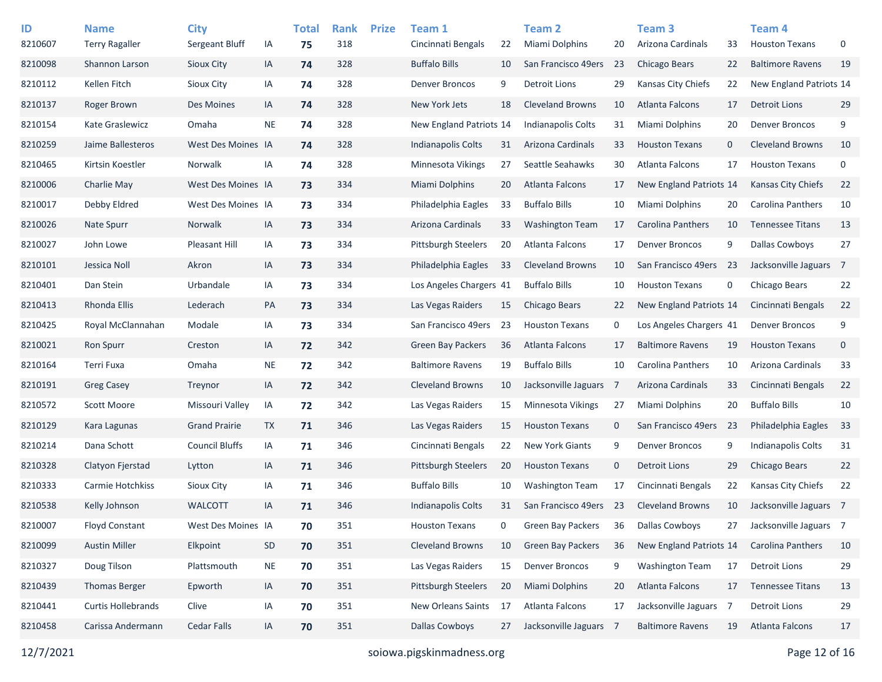| ID | Name | City | | Total | Rank | Prize | Team 1 | | Team 2 | | Team 3 | | Team 4 | |
|---|---|---|---|---|---|---|---|---|---|---|---|---|---|---|
| 8210607 | Terry Ragaller | Sergeant Bluff | IA | **75** | 318 | | Cincinnati Bengals | 22 | Miami Dolphins | 20 | Arizona Cardinals | 33 | Houston Texans | 0 |
| 8210098 | Shannon Larson | Sioux City | IA | **74** | 328 | | Buffalo Bills | 10 | San Francisco 49ers | 23 | Chicago Bears | 22 | Baltimore Ravens | 19 |
| 8210112 | Kellen Fitch | Sioux City | IA | **74** | 328 | | Denver Broncos | 9 | Detroit Lions | 29 | Kansas City Chiefs | 22 | New England Patriots | 14 |
| 8210137 | Roger Brown | Des Moines | IA | **74** | 328 | | New York Jets | 18 | Cleveland Browns | 10 | Atlanta Falcons | 17 | Detroit Lions | 29 |
| 8210154 | Kate Graslewicz | Omaha | NE | **74** | 328 | | New England Patriots | 14 | Indianapolis Colts | 31 | Miami Dolphins | 20 | Denver Broncos | 9 |
| 8210259 | Jaime Ballesteros | West Des Moines | IA | **74** | 328 | | Indianapolis Colts | 31 | Arizona Cardinals | 33 | Houston Texans | 0 | Cleveland Browns | 10 |
| 8210465 | Kirtsin Koestler | Norwalk | IA | **74** | 328 | | Minnesota Vikings | 27 | Seattle Seahawks | 30 | Atlanta Falcons | 17 | Houston Texans | 0 |
| 8210006 | Charlie May | West Des Moines | IA | **73** | 334 | | Miami Dolphins | 20 | Atlanta Falcons | 17 | New England Patriots | 14 | Kansas City Chiefs | 22 |
| 8210017 | Debby Eldred | West Des Moines | IA | **73** | 334 | | Philadelphia Eagles | 33 | Buffalo Bills | 10 | Miami Dolphins | 20 | Carolina Panthers | 10 |
| 8210026 | Nate Spurr | Norwalk | IA | **73** | 334 | | Arizona Cardinals | 33 | Washington Team | 17 | Carolina Panthers | 10 | Tennessee Titans | 13 |
| 8210027 | John Lowe | Pleasant Hill | IA | **73** | 334 | | Pittsburgh Steelers | 20 | Atlanta Falcons | 17 | Denver Broncos | 9 | Dallas Cowboys | 27 |
| 8210101 | Jessica Noll | Akron | IA | **73** | 334 | | Philadelphia Eagles | 33 | Cleveland Browns | 10 | San Francisco 49ers | 23 | Jacksonville Jaguars | 7 |
| 8210401 | Dan Stein | Urbandale | IA | **73** | 334 | | Los Angeles Chargers | 41 | Buffalo Bills | 10 | Houston Texans | 0 | Chicago Bears | 22 |
| 8210413 | Rhonda Ellis | Lederach | PA | **73** | 334 | | Las Vegas Raiders | 15 | Chicago Bears | 22 | New England Patriots | 14 | Cincinnati Bengals | 22 |
| 8210425 | Royal McClannahan | Modale | IA | **73** | 334 | | San Francisco 49ers | 23 | Houston Texans | 0 | Los Angeles Chargers | 41 | Denver Broncos | 9 |
| 8210021 | Ron Spurr | Creston | IA | **72** | 342 | | Green Bay Packers | 36 | Atlanta Falcons | 17 | Baltimore Ravens | 19 | Houston Texans | 0 |
| 8210164 | Terri Fuxa | Omaha | NE | **72** | 342 | | Baltimore Ravens | 19 | Buffalo Bills | 10 | Carolina Panthers | 10 | Arizona Cardinals | 33 |
| 8210191 | Greg Casey | Treynor | IA | **72** | 342 | | Cleveland Browns | 10 | Jacksonville Jaguars | 7 | Arizona Cardinals | 33 | Cincinnati Bengals | 22 |
| 8210572 | Scott Moore | Missouri Valley | IA | **72** | 342 | | Las Vegas Raiders | 15 | Minnesota Vikings | 27 | Miami Dolphins | 20 | Buffalo Bills | 10 |
| 8210129 | Kara Lagunas | Grand Prairie | TX | **71** | 346 | | Las Vegas Raiders | 15 | Houston Texans | 0 | San Francisco 49ers | 23 | Philadelphia Eagles | 33 |
| 8210214 | Dana Schott | Council Bluffs | IA | **71** | 346 | | Cincinnati Bengals | 22 | New York Giants | 9 | Denver Broncos | 9 | Indianapolis Colts | 31 |
| 8210328 | Clatyon Fjerstad | Lytton | IA | **71** | 346 | | Pittsburgh Steelers | 20 | Houston Texans | 0 | Detroit Lions | 29 | Chicago Bears | 22 |
| 8210333 | Carmie Hotchkiss | Sioux City | IA | **71** | 346 | | Buffalo Bills | 10 | Washington Team | 17 | Cincinnati Bengals | 22 | Kansas City Chiefs | 22 |
| 8210538 | Kelly Johnson | WALCOTT | IA | **71** | 346 | | Indianapolis Colts | 31 | San Francisco 49ers | 23 | Cleveland Browns | 10 | Jacksonville Jaguars | 7 |
| 8210007 | Floyd Constant | West Des Moines | IA | **70** | 351 | | Houston Texans | 0 | Green Bay Packers | 36 | Dallas Cowboys | 27 | Jacksonville Jaguars | 7 |
| 8210099 | Austin Miller | Elkpoint | SD | **70** | 351 | | Cleveland Browns | 10 | Green Bay Packers | 36 | New England Patriots | 14 | Carolina Panthers | 10 |
| 8210327 | Doug Tilson | Plattsmouth | NE | **70** | 351 | | Las Vegas Raiders | 15 | Denver Broncos | 9 | Washington Team | 17 | Detroit Lions | 29 |
| 8210439 | Thomas Berger | Epworth | IA | **70** | 351 | | Pittsburgh Steelers | 20 | Miami Dolphins | 20 | Atlanta Falcons | 17 | Tennessee Titans | 13 |
| 8210441 | Curtis Hollebrands | Clive | IA | **70** | 351 | | New Orleans Saints | 17 | Atlanta Falcons | 17 | Jacksonville Jaguars | 7 | Detroit Lions | 29 |
| 8210458 | Carissa Andermann | Cedar Falls | IA | **70** | 351 | | Dallas Cowboys | 27 | Jacksonville Jaguars | 7 | Baltimore Ravens | 19 | Atlanta Falcons | 17 |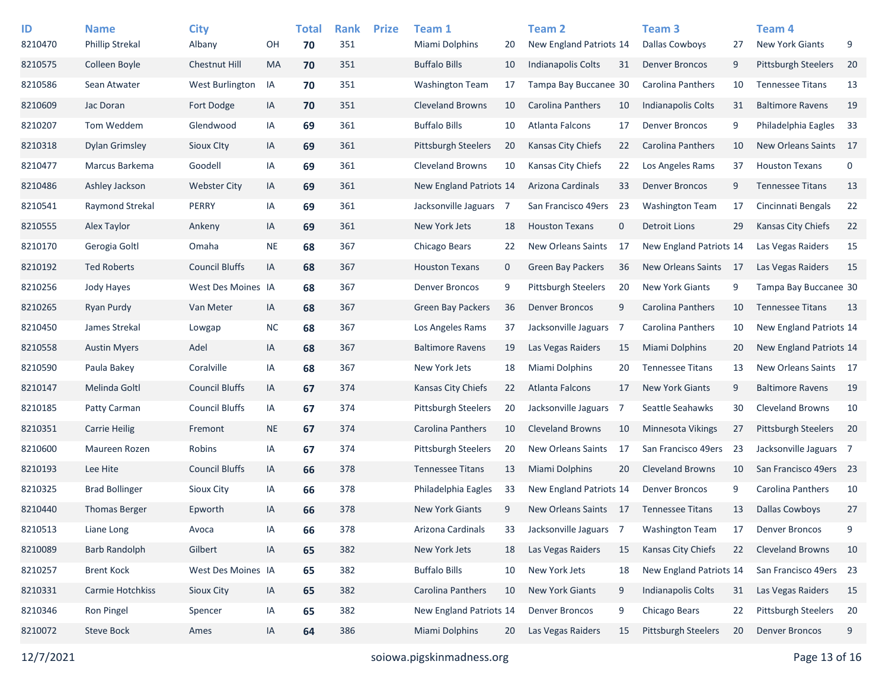| ID | Name | City | | Total | Rank | Prize | Team 1 | | Team 2 | | Team 3 | | Team 4 | |
|---|---|---|---|---|---|---|---|---|---|---|---|---|---|---|
| 8210470 | Phillip Strekal | Albany | OH | **70** | 351 | | Miami Dolphins | 20 | New England Patriots | 14 | Dallas Cowboys | 27 | New York Giants | 9 |
| 8210575 | Colleen Boyle | Chestnut Hill | MA | **70** | 351 | | Buffalo Bills | 10 | Indianapolis Colts | 31 | Denver Broncos | 9 | Pittsburgh Steelers | 20 |
| 8210586 | Sean Atwater | West Burlington | IA | **70** | 351 | | Washington Team | 17 | Tampa Bay Buccanee | 30 | Carolina Panthers | 10 | Tennessee Titans | 13 |
| 8210609 | Jac Doran | Fort Dodge | IA | **70** | 351 | | Cleveland Browns | 10 | Carolina Panthers | 10 | Indianapolis Colts | 31 | Baltimore Ravens | 19 |
| 8210207 | Tom Weddem | Glendwood | IA | **69** | 361 | | Buffalo Bills | 10 | Atlanta Falcons | 17 | Denver Broncos | 9 | Philadelphia Eagles | 33 |
| 8210318 | Dylan Grimsley | Sioux CIty | IA | **69** | 361 | | Pittsburgh Steelers | 20 | Kansas City Chiefs | 22 | Carolina Panthers | 10 | New Orleans Saints | 17 |
| 8210477 | Marcus Barkema | Goodell | IA | **69** | 361 | | Cleveland Browns | 10 | Kansas City Chiefs | 22 | Los Angeles Rams | 37 | Houston Texans | 0 |
| 8210486 | Ashley Jackson | Webster City | IA | **69** | 361 | | New England Patriots | 14 | Arizona Cardinals | 33 | Denver Broncos | 9 | Tennessee Titans | 13 |
| 8210541 | Raymond Strekal | PERRY | IA | **69** | 361 | | Jacksonville Jaguars | 7 | San Francisco 49ers | 23 | Washington Team | 17 | Cincinnati Bengals | 22 |
| 8210555 | Alex Taylor | Ankeny | IA | **69** | 361 | | New York Jets | 18 | Houston Texans | 0 | Detroit Lions | 29 | Kansas City Chiefs | 22 |
| 8210170 | Gerogia Goltl | Omaha | NE | **68** | 367 | | Chicago Bears | 22 | New Orleans Saints | 17 | New England Patriots | 14 | Las Vegas Raiders | 15 |
| 8210192 | Ted Roberts | Council Bluffs | IA | **68** | 367 | | Houston Texans | 0 | Green Bay Packers | 36 | New Orleans Saints | 17 | Las Vegas Raiders | 15 |
| 8210256 | Jody Hayes | West Des Moines | IA | **68** | 367 | | Denver Broncos | 9 | Pittsburgh Steelers | 20 | New York Giants | 9 | Tampa Bay Buccanee | 30 |
| 8210265 | Ryan Purdy | Van Meter | IA | **68** | 367 | | Green Bay Packers | 36 | Denver Broncos | 9 | Carolina Panthers | 10 | Tennessee Titans | 13 |
| 8210450 | James Strekal | Lowgap | NC | **68** | 367 | | Los Angeles Rams | 37 | Jacksonville Jaguars | 7 | Carolina Panthers | 10 | New England Patriots | 14 |
| 8210558 | Austin Myers | Adel | IA | **68** | 367 | | Baltimore Ravens | 19 | Las Vegas Raiders | 15 | Miami Dolphins | 20 | New England Patriots | 14 |
| 8210590 | Paula Bakey | Coralville | IA | **68** | 367 | | New York Jets | 18 | Miami Dolphins | 20 | Tennessee Titans | 13 | New Orleans Saints | 17 |
| 8210147 | Melinda Goltl | Council Bluffs | IA | **67** | 374 | | Kansas City Chiefs | 22 | Atlanta Falcons | 17 | New York Giants | 9 | Baltimore Ravens | 19 |
| 8210185 | Patty Carman | Council Bluffs | IA | **67** | 374 | | Pittsburgh Steelers | 20 | Jacksonville Jaguars | 7 | Seattle Seahawks | 30 | Cleveland Browns | 10 |
| 8210351 | Carrie Heilig | Fremont | NE | **67** | 374 | | Carolina Panthers | 10 | Cleveland Browns | 10 | Minnesota Vikings | 27 | Pittsburgh Steelers | 20 |
| 8210600 | Maureen Rozen | Robins | IA | **67** | 374 | | Pittsburgh Steelers | 20 | New Orleans Saints | 17 | San Francisco 49ers | 23 | Jacksonville Jaguars | 7 |
| 8210193 | Lee Hite | Council Bluffs | IA | **66** | 378 | | Tennessee Titans | 13 | Miami Dolphins | 20 | Cleveland Browns | 10 | San Francisco 49ers | 23 |
| 8210325 | Brad Bollinger | Sioux City | IA | **66** | 378 | | Philadelphia Eagles | 33 | New England Patriots | 14 | Denver Broncos | 9 | Carolina Panthers | 10 |
| 8210440 | Thomas Berger | Epworth | IA | **66** | 378 | | New York Giants | 9 | New Orleans Saints | 17 | Tennessee Titans | 13 | Dallas Cowboys | 27 |
| 8210513 | Liane Long | Avoca | IA | **66** | 378 | | Arizona Cardinals | 33 | Jacksonville Jaguars | 7 | Washington Team | 17 | Denver Broncos | 9 |
| 8210089 | Barb Randolph | Gilbert | IA | **65** | 382 | | New York Jets | 18 | Las Vegas Raiders | 15 | Kansas City Chiefs | 22 | Cleveland Browns | 10 |
| 8210257 | Brent Kock | West Des Moines | IA | **65** | 382 | | Buffalo Bills | 10 | New York Jets | 18 | New England Patriots | 14 | San Francisco 49ers | 23 |
| 8210331 | Carmie Hotchkiss | Sioux City | IA | **65** | 382 | | Carolina Panthers | 10 | New York Giants | 9 | Indianapolis Colts | 31 | Las Vegas Raiders | 15 |
| 8210346 | Ron Pingel | Spencer | IA | **65** | 382 | | New England Patriots | 14 | Denver Broncos | 9 | Chicago Bears | 22 | Pittsburgh Steelers | 20 |
| 8210072 | Steve Bock | Ames | IA | **64** | 386 | | Miami Dolphins | 20 | Las Vegas Raiders | 15 | Pittsburgh Steelers | 20 | Denver Broncos | 9 |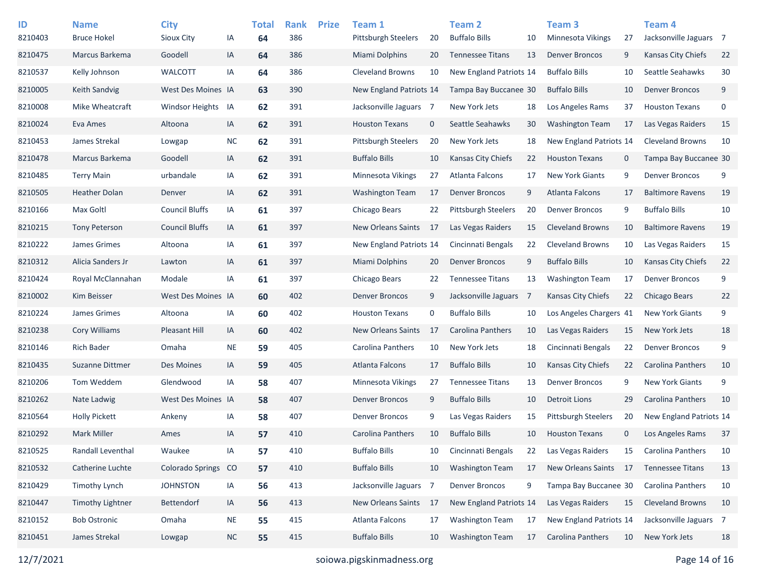| ID | Name | City | | Total | Rank | Prize | Team 1 | | Team 2 | | Team 3 | | Team 4 | |
|---|---|---|---|---|---|---|---|---|---|---|---|---|---|---|
| 8210403 | Bruce Hokel | Sioux City | IA | **64** | 386 | | Pittsburgh Steelers | 20 | Buffalo Bills | 10 | Minnesota Vikings | 27 | Jacksonville Jaguars | 7 |
| 8210475 | Marcus Barkema | Goodell | IA | **64** | 386 | | Miami Dolphins | 20 | Tennessee Titans | 13 | Denver Broncos | 9 | Kansas City Chiefs | 22 |
| 8210537 | Kelly Johnson | WALCOTT | IA | **64** | 386 | | Cleveland Browns | 10 | New England Patriots | 14 | Buffalo Bills | 10 | Seattle Seahawks | 30 |
| 8210005 | Keith Sandvig | West Des Moines | IA | **63** | 390 | | New England Patriots | 14 | Tampa Bay Buccanee | 30 | Buffalo Bills | 10 | Denver Broncos | 9 |
| 8210008 | Mike Wheatcraft | Windsor Heights | IA | **62** | 391 | | Jacksonville Jaguars | 7 | New York Jets | 18 | Los Angeles Rams | 37 | Houston Texans | 0 |
| 8210024 | Eva Ames | Altoona | IA | **62** | 391 | | Houston Texans | 0 | Seattle Seahawks | 30 | Washington Team | 17 | Las Vegas Raiders | 15 |
| 8210453 | James Strekal | Lowgap | NC | **62** | 391 | | Pittsburgh Steelers | 20 | New York Jets | 18 | New England Patriots | 14 | Cleveland Browns | 10 |
| 8210478 | Marcus Barkema | Goodell | IA | **62** | 391 | | Buffalo Bills | 10 | Kansas City Chiefs | 22 | Houston Texans | 0 | Tampa Bay Buccanee | 30 |
| 8210485 | Terry Main | urbandale | IA | **62** | 391 | | Minnesota Vikings | 27 | Atlanta Falcons | 17 | New York Giants | 9 | Denver Broncos | 9 |
| 8210505 | Heather Dolan | Denver | IA | **62** | 391 | | Washington Team | 17 | Denver Broncos | 9 | Atlanta Falcons | 17 | Baltimore Ravens | 19 |
| 8210166 | Max Goltl | Council Bluffs | IA | **61** | 397 | | Chicago Bears | 22 | Pittsburgh Steelers | 20 | Denver Broncos | 9 | Buffalo Bills | 10 |
| 8210215 | Tony Peterson | Council Bluffs | IA | **61** | 397 | | New Orleans Saints | 17 | Las Vegas Raiders | 15 | Cleveland Browns | 10 | Baltimore Ravens | 19 |
| 8210222 | James Grimes | Altoona | IA | **61** | 397 | | New England Patriots | 14 | Cincinnati Bengals | 22 | Cleveland Browns | 10 | Las Vegas Raiders | 15 |
| 8210312 | Alicia Sanders Jr | Lawton | IA | **61** | 397 | | Miami Dolphins | 20 | Denver Broncos | 9 | Buffalo Bills | 10 | Kansas City Chiefs | 22 |
| 8210424 | Royal McClannahan | Modale | IA | **61** | 397 | | Chicago Bears | 22 | Tennessee Titans | 13 | Washington Team | 17 | Denver Broncos | 9 |
| 8210002 | Kim Beisser | West Des Moines | IA | **60** | 402 | | Denver Broncos | 9 | Jacksonville Jaguars | 7 | Kansas City Chiefs | 22 | Chicago Bears | 22 |
| 8210224 | James Grimes | Altoona | IA | **60** | 402 | | Houston Texans | 0 | Buffalo Bills | 10 | Los Angeles Chargers | 41 | New York Giants | 9 |
| 8210238 | Cory Williams | Pleasant Hill | IA | **60** | 402 | | New Orleans Saints | 17 | Carolina Panthers | 10 | Las Vegas Raiders | 15 | New York Jets | 18 |
| 8210146 | Rich Bader | Omaha | NE | **59** | 405 | | Carolina Panthers | 10 | New York Jets | 18 | Cincinnati Bengals | 22 | Denver Broncos | 9 |
| 8210435 | Suzanne Dittmer | Des Moines | IA | **59** | 405 | | Atlanta Falcons | 17 | Buffalo Bills | 10 | Kansas City Chiefs | 22 | Carolina Panthers | 10 |
| 8210206 | Tom Weddem | Glendwood | IA | **58** | 407 | | Minnesota Vikings | 27 | Tennessee Titans | 13 | Denver Broncos | 9 | New York Giants | 9 |
| 8210262 | Nate Ladwig | West Des Moines | IA | **58** | 407 | | Denver Broncos | 9 | Buffalo Bills | 10 | Detroit Lions | 29 | Carolina Panthers | 10 |
| 8210564 | Holly Pickett | Ankeny | IA | **58** | 407 | | Denver Broncos | 9 | Las Vegas Raiders | 15 | Pittsburgh Steelers | 20 | New England Patriots | 14 |
| 8210292 | Mark Miller | Ames | IA | **57** | 410 | | Carolina Panthers | 10 | Buffalo Bills | 10 | Houston Texans | 0 | Los Angeles Rams | 37 |
| 8210525 | Randall Leventhal | Waukee | IA | **57** | 410 | | Buffalo Bills | 10 | Cincinnati Bengals | 22 | Las Vegas Raiders | 15 | Carolina Panthers | 10 |
| 8210532 | Catherine Luchte | Colorado Springs | CO | **57** | 410 | | Buffalo Bills | 10 | Washington Team | 17 | New Orleans Saints | 17 | Tennessee Titans | 13 |
| 8210429 | Timothy Lynch | JOHNSTON | IA | **56** | 413 | | Jacksonville Jaguars | 7 | Denver Broncos | 9 | Tampa Bay Buccanee | 30 | Carolina Panthers | 10 |
| 8210447 | Timothy Lightner | Bettendorf | IA | **56** | 413 | | New Orleans Saints | 17 | New England Patriots | 14 | Las Vegas Raiders | 15 | Cleveland Browns | 10 |
| 8210152 | Bob Ostronic | Omaha | NE | **55** | 415 | | Atlanta Falcons | 17 | Washington Team | 17 | New England Patriots | 14 | Jacksonville Jaguars | 7 |
| 8210451 | James Strekal | Lowgap | NC | **55** | 415 | | Buffalo Bills | 10 | Washington Team | 17 | Carolina Panthers | 10 | New York Jets | 18 |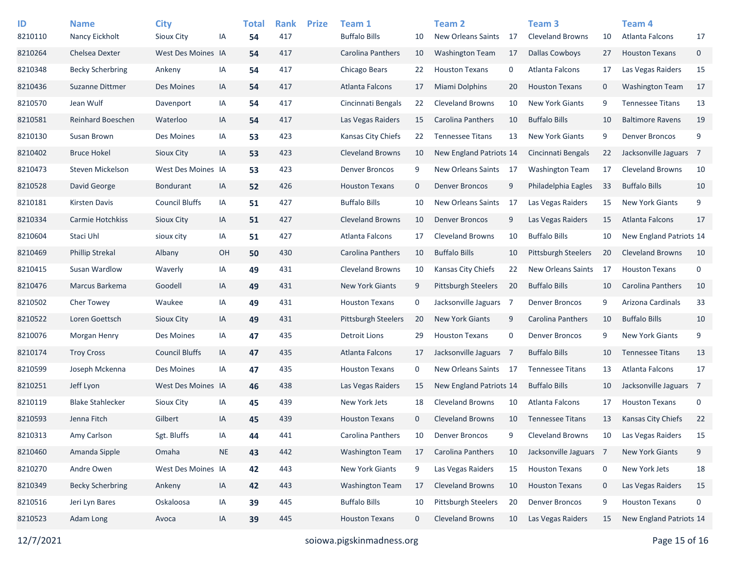| ID | Name | City | | Total | Rank | Prize | Team 1 | | Team 2 | | Team 3 | | Team 4 | |
|---|---|---|---|---|---|---|---|---|---|---|---|---|---|---|
| 8210110 | Nancy Eickholt | Sioux City | IA | **54** | 417 | | Buffalo Bills | 10 | New Orleans Saints | 17 | Cleveland Browns | 10 | Atlanta Falcons | 17 |
| 8210264 | Chelsea Dexter | West Des Moines | IA | **54** | 417 | | Carolina Panthers | 10 | Washington Team | 17 | Dallas Cowboys | 27 | Houston Texans | 0 |
| 8210348 | Becky Scherbring | Ankeny | IA | **54** | 417 | | Chicago Bears | 22 | Houston Texans | 0 | Atlanta Falcons | 17 | Las Vegas Raiders | 15 |
| 8210436 | Suzanne Dittmer | Des Moines | IA | **54** | 417 | | Atlanta Falcons | 17 | Miami Dolphins | 20 | Houston Texans | 0 | Washington Team | 17 |
| 8210570 | Jean Wulf | Davenport | IA | **54** | 417 | | Cincinnati Bengals | 22 | Cleveland Browns | 10 | New York Giants | 9 | Tennessee Titans | 13 |
| 8210581 | Reinhard Boeschen | Waterloo | IA | **54** | 417 | | Las Vegas Raiders | 15 | Carolina Panthers | 10 | Buffalo Bills | 10 | Baltimore Ravens | 19 |
| 8210130 | Susan Brown | Des Moines | IA | **53** | 423 | | Kansas City Chiefs | 22 | Tennessee Titans | 13 | New York Giants | 9 | Denver Broncos | 9 |
| 8210402 | Bruce Hokel | Sioux City | IA | **53** | 423 | | Cleveland Browns | 10 | New England Patriots | 14 | Cincinnati Bengals | 22 | Jacksonville Jaguars | 7 |
| 8210473 | Steven Mickelson | West Des Moines | IA | **53** | 423 | | Denver Broncos | 9 | New Orleans Saints | 17 | Washington Team | 17 | Cleveland Browns | 10 |
| 8210528 | David George | Bondurant | IA | **52** | 426 | | Houston Texans | 0 | Denver Broncos | 9 | Philadelphia Eagles | 33 | Buffalo Bills | 10 |
| 8210181 | Kirsten Davis | Council Bluffs | IA | **51** | 427 | | Buffalo Bills | 10 | New Orleans Saints | 17 | Las Vegas Raiders | 15 | New York Giants | 9 |
| 8210334 | Carmie Hotchkiss | Sioux City | IA | **51** | 427 | | Cleveland Browns | 10 | Denver Broncos | 9 | Las Vegas Raiders | 15 | Atlanta Falcons | 17 |
| 8210604 | Staci Uhl | sioux city | IA | **51** | 427 | | Atlanta Falcons | 17 | Cleveland Browns | 10 | Buffalo Bills | 10 | New England Patriots | 14 |
| 8210469 | Phillip Strekal | Albany | OH | **50** | 430 | | Carolina Panthers | 10 | Buffalo Bills | 10 | Pittsburgh Steelers | 20 | Cleveland Browns | 10 |
| 8210415 | Susan Wardlow | Waverly | IA | **49** | 431 | | Cleveland Browns | 10 | Kansas City Chiefs | 22 | New Orleans Saints | 17 | Houston Texans | 0 |
| 8210476 | Marcus Barkema | Goodell | IA | **49** | 431 | | New York Giants | 9 | Pittsburgh Steelers | 20 | Buffalo Bills | 10 | Carolina Panthers | 10 |
| 8210502 | Cher Towey | Waukee | IA | **49** | 431 | | Houston Texans | 0 | Jacksonville Jaguars | 7 | Denver Broncos | 9 | Arizona Cardinals | 33 |
| 8210522 | Loren Goettsch | Sioux City | IA | **49** | 431 | | Pittsburgh Steelers | 20 | New York Giants | 9 | Carolina Panthers | 10 | Buffalo Bills | 10 |
| 8210076 | Morgan Henry | Des Moines | IA | **47** | 435 | | Detroit Lions | 29 | Houston Texans | 0 | Denver Broncos | 9 | New York Giants | 9 |
| 8210174 | Troy Cross | Council Bluffs | IA | **47** | 435 | | Atlanta Falcons | 17 | Jacksonville Jaguars | 7 | Buffalo Bills | 10 | Tennessee Titans | 13 |
| 8210599 | Joseph Mckenna | Des Moines | IA | **47** | 435 | | Houston Texans | 0 | New Orleans Saints | 17 | Tennessee Titans | 13 | Atlanta Falcons | 17 |
| 8210251 | Jeff Lyon | West Des Moines | IA | **46** | 438 | | Las Vegas Raiders | 15 | New England Patriots | 14 | Buffalo Bills | 10 | Jacksonville Jaguars | 7 |
| 8210119 | Blake Stahlecker | Sioux City | IA | **45** | 439 | | New York Jets | 18 | Cleveland Browns | 10 | Atlanta Falcons | 17 | Houston Texans | 0 |
| 8210593 | Jenna Fitch | Gilbert | IA | **45** | 439 | | Houston Texans | 0 | Cleveland Browns | 10 | Tennessee Titans | 13 | Kansas City Chiefs | 22 |
| 8210313 | Amy Carlson | Sgt. Bluffs | IA | **44** | 441 | | Carolina Panthers | 10 | Denver Broncos | 9 | Cleveland Browns | 10 | Las Vegas Raiders | 15 |
| 8210460 | Amanda Sipple | Omaha | NE | **43** | 442 | | Washington Team | 17 | Carolina Panthers | 10 | Jacksonville Jaguars | 7 | New York Giants | 9 |
| 8210270 | Andre Owen | West Des Moines | IA | **42** | 443 | | New York Giants | 9 | Las Vegas Raiders | 15 | Houston Texans | 0 | New York Jets | 18 |
| 8210349 | Becky Scherbring | Ankeny | IA | **42** | 443 | | Washington Team | 17 | Cleveland Browns | 10 | Houston Texans | 0 | Las Vegas Raiders | 15 |
| 8210516 | Jeri Lyn Bares | Oskaloosa | IA | **39** | 445 | | Buffalo Bills | 10 | Pittsburgh Steelers | 20 | Denver Broncos | 9 | Houston Texans | 0 |
| 8210523 | Adam Long | Avoca | IA | **39** | 445 | | Houston Texans | 0 | Cleveland Browns | 10 | Las Vegas Raiders | 15 | New England Patriots | 14 |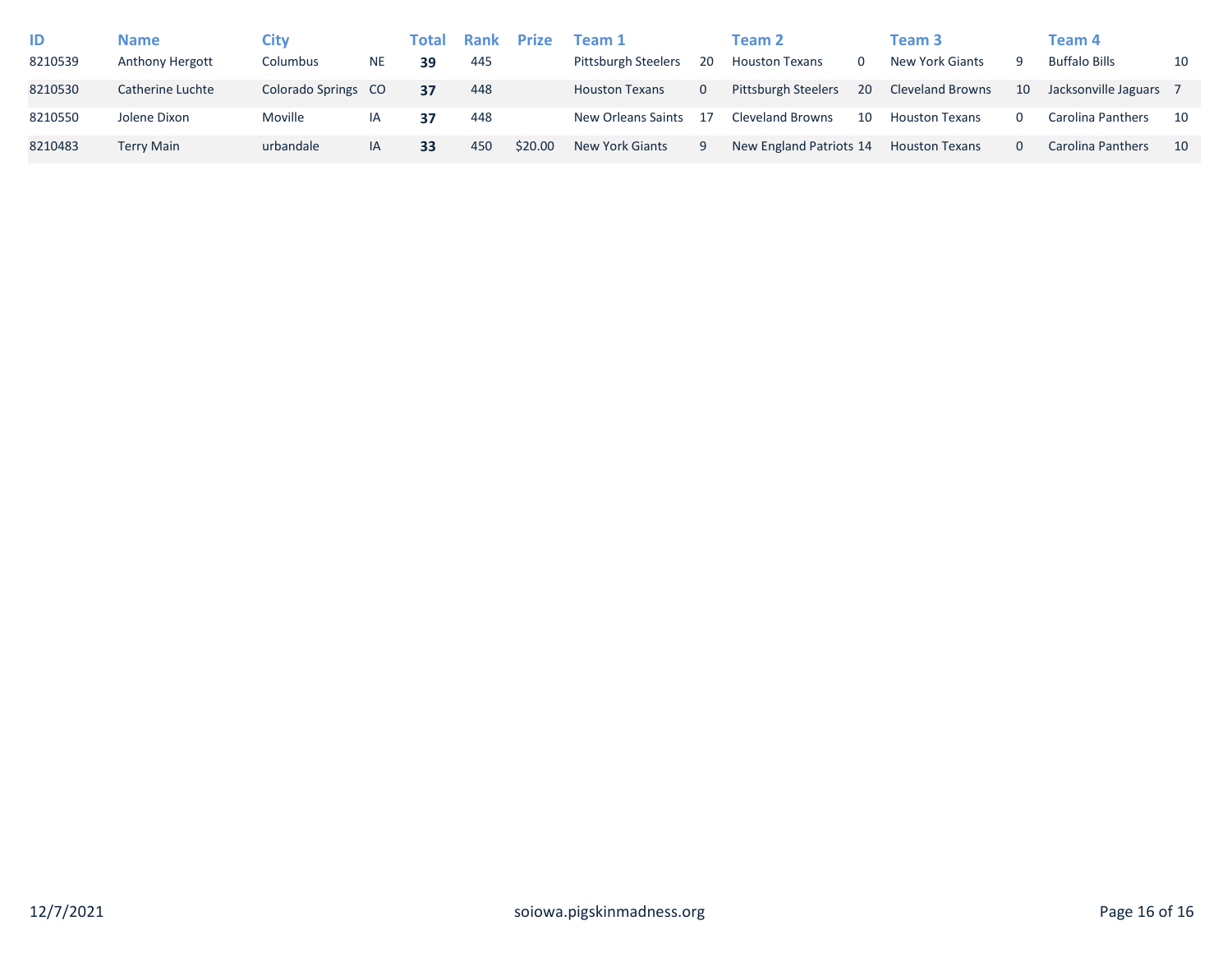| ID | Name | City | | Total | Rank | Prize | Team 1 | | Team 2 | | Team 3 | | Team 4 | |
|---|---|---|---|---|---|---|---|---|---|---|---|---|---|---|
| 8210539 | Anthony Hergott | Columbus | NE | **39** | 445 | | Pittsburgh Steelers | 20 | Houston Texans | 0 | New York Giants | 9 | Buffalo Bills | 10 |
| 8210530 | Catherine Luchte | Colorado Springs | CO | **37** | 448 | | Houston Texans | 0 | Pittsburgh Steelers | 20 | Cleveland Browns | 10 | Jacksonville Jaguars | 7 |
| 8210550 | Jolene Dixon | Moville | IA | **37** | 448 | | New Orleans Saints | 17 | Cleveland Browns | 10 | Houston Texans | 0 | Carolina Panthers | 10 |
| 8210483 | Terry Main | urbandale | IA | **33** | 450 | $20.00 | New York Giants | 9 | New England Patriots | 14 | Houston Texans | 0 | Carolina Panthers | 10 |